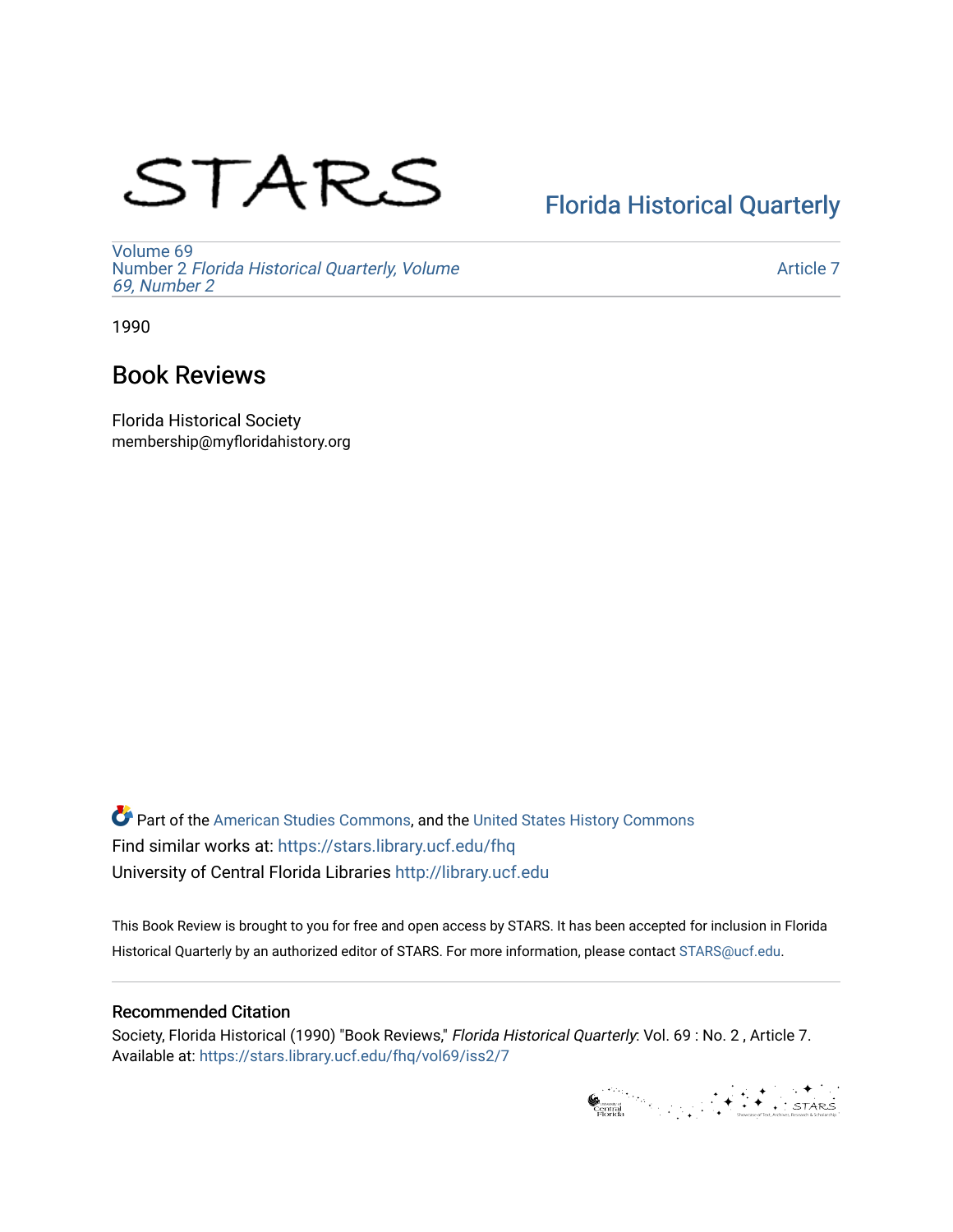STARS

Florida Historical Quarterly

Volume 69
Number 2 *Florida Historical Quarterly, Volume 69, Number 2*

Article 7

1990

# Book Reviews

Florida Historical Society
membership@myfloridahistory.org

Part of the American Studies Commons, and the United States History Commons
Find similar works at: https://stars.library.ucf.edu/fhq
University of Central Florida Libraries http://library.ucf.edu

This Book Review is brought to you for free and open access by STARS. It has been accepted for inclusion in Florida Historical Quarterly by an authorized editor of STARS. For more information, please contact STARS@ucf.edu.

## Recommended Citation

Society, Florida Historical (1990) "Book Reviews," *Florida Historical Quarterly*: Vol. 69 : No. 2 , Article 7.
Available at: https://stars.library.ucf.edu/fhq/vol69/iss2/7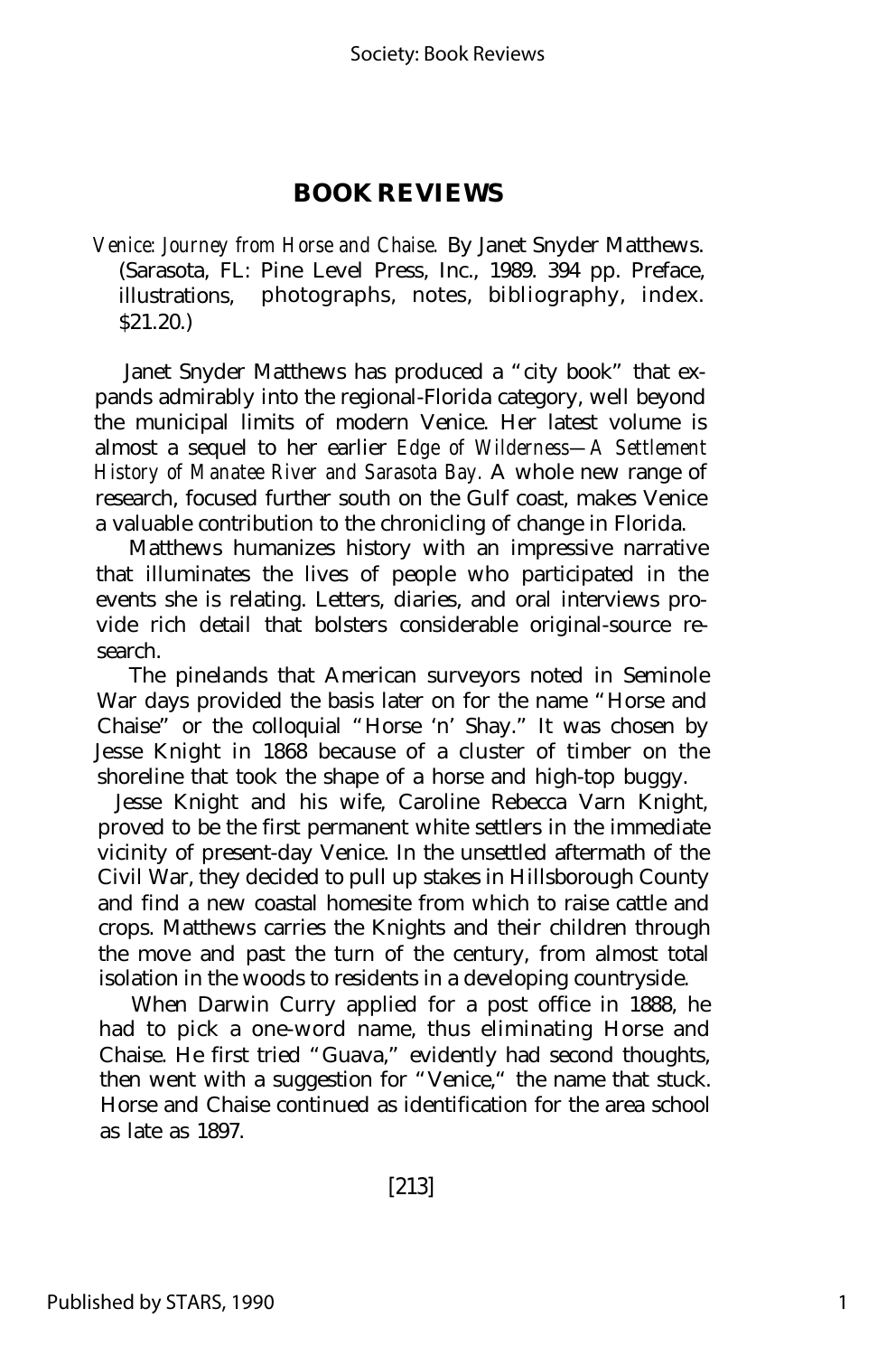# BOOK REVIEWS

*Venice: Journey from Horse and Chaise.* By Janet Snyder Matthews. (Sarasota, FL: Pine Level Press, Inc., 1989. 394 pp. Preface, illustrations, photographs, notes, bibliography, index. $21.20.)

Janet Snyder Matthews has produced a "city book" that expands admirably into the regional-Florida category, well beyond the municipal limits of modern Venice. Her latest volume is almost a sequel to her earlier *Edge of Wilderness—A Settlement History of Manatee River and Sarasota Bay*. A whole new range of research, focused further south on the Gulf coast, makes Venice a valuable contribution to the chronicling of change in Florida.

Matthews humanizes history with an impressive narrative that illuminates the lives of people who participated in the events she is relating. Letters, diaries, and oral interviews provide rich detail that bolsters considerable original-source research.

The pinelands that American surveyors noted in Seminole War days provided the basis later on for the name "Horse and Chaise" or the colloquial "Horse 'n' Shay." It was chosen by Jesse Knight in 1868 because of a cluster of timber on the shoreline that took the shape of a horse and high-top buggy.

Jesse Knight and his wife, Caroline Rebecca Varn Knight, proved to be the first permanent white settlers in the immediate vicinity of present-day Venice. In the unsettled aftermath of the Civil War, they decided to pull up stakes in Hillsborough County and find a new coastal homesite from which to raise cattle and crops. Matthews carries the Knights and their children through the move and past the turn of the century, from almost total isolation in the woods to residents in a developing countryside.

When Darwin Curry applied for a post office in 1888, he had to pick a one-word name, thus eliminating Horse and Chaise. He first tried "Guava," evidently had second thoughts, then went with a suggestion for "Venice," the name that stuck. Horse and Chaise continued as identification for the area school as late as 1897.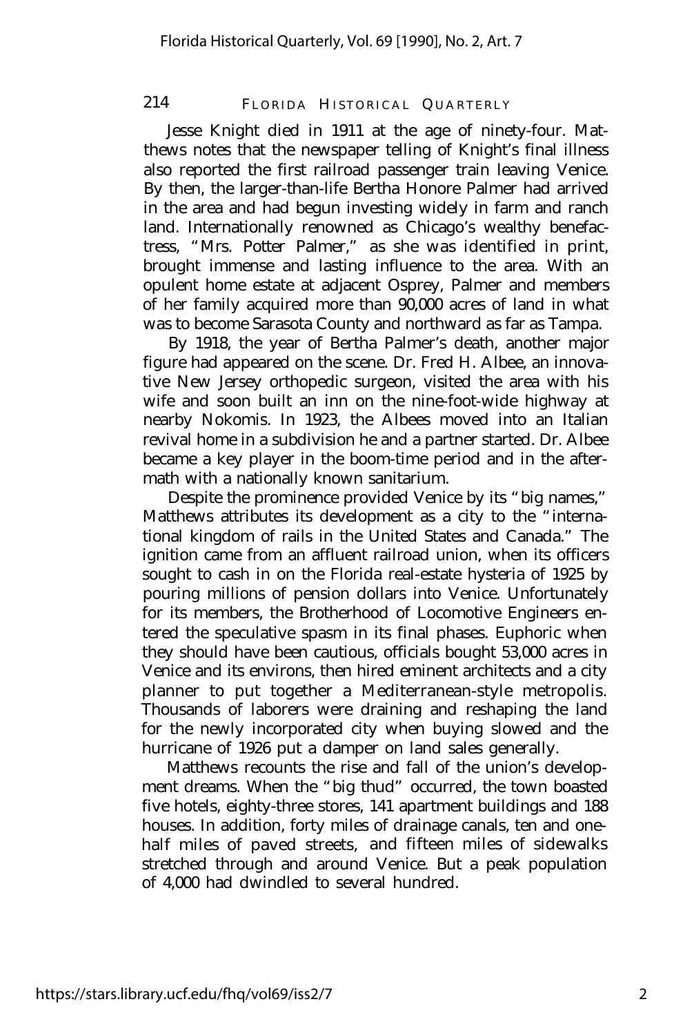Jesse Knight died in 1911 at the age of ninety-four. Matthews notes that the newspaper telling of Knight's final illness also reported the first railroad passenger train leaving Venice. By then, the larger-than-life Bertha Honore Palmer had arrived in the area and had begun investing widely in farm and ranch land. Internationally renowned as Chicago's wealthy benefactress, "Mrs. Potter Palmer," as she was identified in print, brought immense and lasting influence to the area. With an opulent home estate at adjacent Osprey, Palmer and members of her family acquired more than 90,000 acres of land in what was to become Sarasota County and northward as far as Tampa.

By 1918, the year of Bertha Palmer's death, another major figure had appeared on the scene. Dr. Fred H. Albee, an innovative New Jersey orthopedic surgeon, visited the area with his wife and soon built an inn on the nine-foot-wide highway at nearby Nokomis. In 1923, the Albees moved into an Italian revival home in a subdivision he and a partner started. Dr. Albee became a key player in the boom-time period and in the aftermath with a nationally known sanitarium.

Despite the prominence provided Venice by its "big names," Matthews attributes its development as a city to the "international kingdom of rails in the United States and Canada." The ignition came from an affluent railroad union, when its officers sought to cash in on the Florida real-estate hysteria of 1925 by pouring millions of pension dollars into Venice. Unfortunately for its members, the Brotherhood of Locomotive Engineers entered the speculative spasm in its final phases. Euphoric when they should have been cautious, officials bought 53,000 acres in Venice and its environs, then hired eminent architects and a city planner to put together a Mediterranean-style metropolis. Thousands of laborers were draining and reshaping the land for the newly incorporated city when buying slowed and the hurricane of 1926 put a damper on land sales generally.

Matthews recounts the rise and fall of the union's development dreams. When the "big thud" occurred, the town boasted five hotels, eighty-three stores, 141 apartment buildings and 188 houses. In addition, forty miles of drainage canals, ten and one-half miles of paved streets, and fifteen miles of sidewalks stretched through and around Venice. But a peak population of 4,000 had dwindled to several hundred.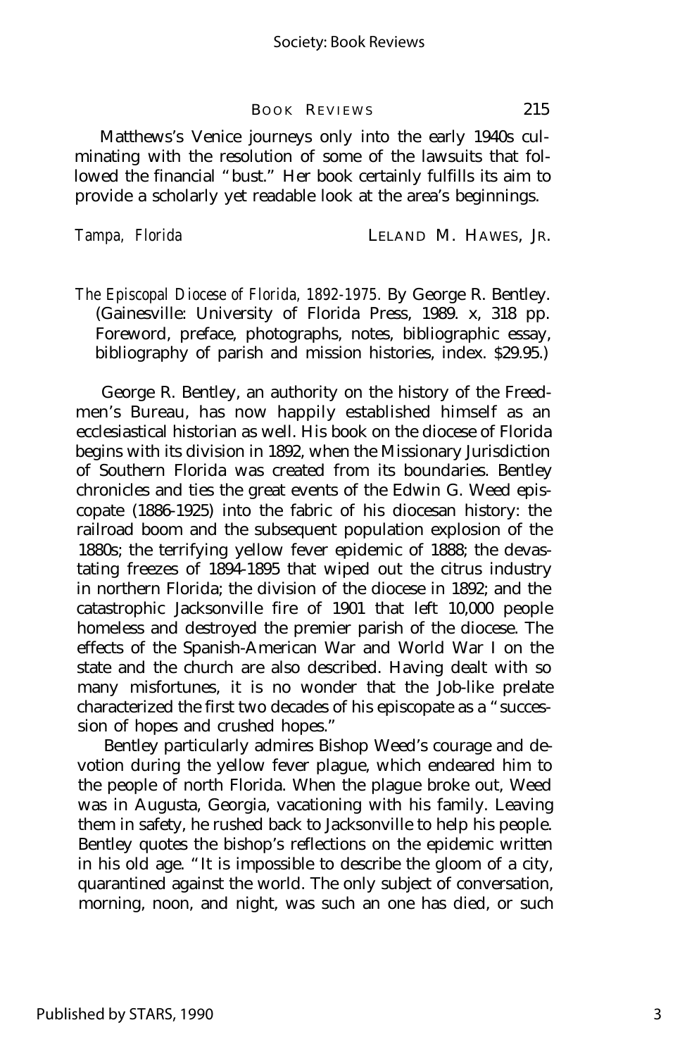Matthews's Venice journeys only into the early 1940s culminating with the resolution of some of the lawsuits that followed the financial "bust." Her book certainly fulfills its aim to provide a scholarly yet readable look at the area's beginnings.

*Tampa, Florida* LELAND M. HAWES, JR.

*The Episcopal Diocese of Florida, 1892-1975.* By George R. Bentley. (Gainesville: University of Florida Press, 1989. x, 318 pp. Foreword, preface, photographs, notes, bibliographic essay, bibliography of parish and mission histories, index. $29.95.)

George R. Bentley, an authority on the history of the Freedmen's Bureau, has now happily established himself as an ecclesiastical historian as well. His book on the diocese of Florida begins with its division in 1892, when the Missionary Jurisdiction of Southern Florida was created from its boundaries. Bentley chronicles and ties the great events of the Edwin G. Weed episcopate (1886-1925) into the fabric of his diocesan history: the railroad boom and the subsequent population explosion of the 1880s; the terrifying yellow fever epidemic of 1888; the devastating freezes of 1894-1895 that wiped out the citrus industry in northern Florida; the division of the diocese in 1892; and the catastrophic Jacksonville fire of 1901 that left 10,000 people homeless and destroyed the premier parish of the diocese. The effects of the Spanish-American War and World War I on the state and the church are also described. Having dealt with so many misfortunes, it is no wonder that the Job-like prelate characterized the first two decades of his episcopate as a "succession of hopes and crushed hopes."

Bentley particularly admires Bishop Weed's courage and devotion during the yellow fever plague, which endeared him to the people of north Florida. When the plague broke out, Weed was in Augusta, Georgia, vacationing with his family. Leaving them in safety, he rushed back to Jacksonville to help his people. Bentley quotes the bishop's reflections on the epidemic written in his old age. "It is impossible to describe the gloom of a city, quarantined against the world. The only subject of conversation, morning, noon, and night, was such an one has died, or such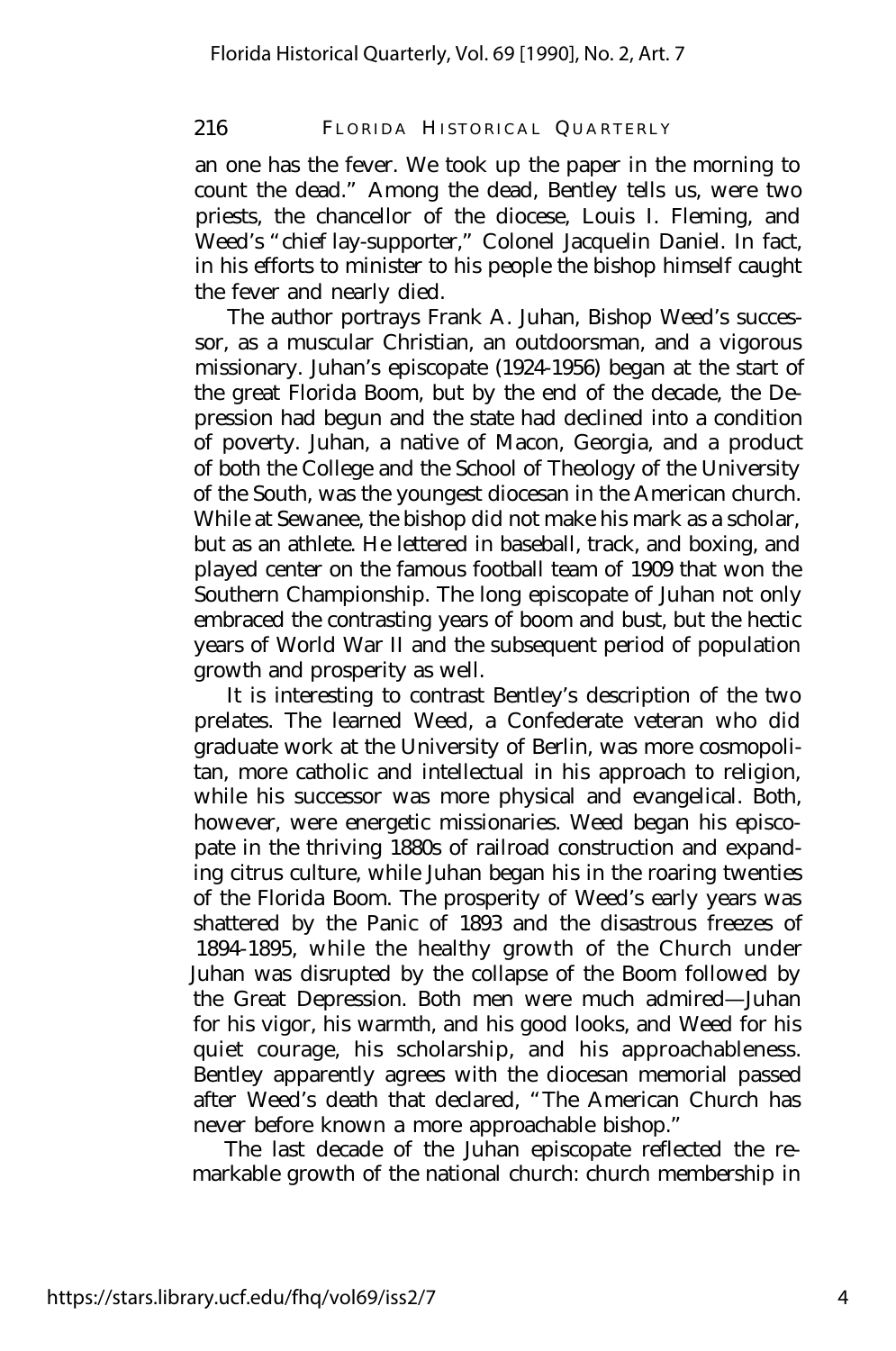an one has the fever. We took up the paper in the morning to count the dead." Among the dead, Bentley tells us, were two priests, the chancellor of the diocese, Louis I. Fleming, and Weed's "chief lay-supporter," Colonel Jacquelin Daniel. In fact, in his efforts to minister to his people the bishop himself caught the fever and nearly died.

The author portrays Frank A. Juhan, Bishop Weed's successor, as a muscular Christian, an outdoorsman, and a vigorous missionary. Juhan's episcopate (1924-1956) began at the start of the great Florida Boom, but by the end of the decade, the Depression had begun and the state had declined into a condition of poverty. Juhan, a native of Macon, Georgia, and a product of both the College and the School of Theology of the University of the South, was the youngest diocesan in the American church. While at Sewanee, the bishop did not make his mark as a scholar, but as an athlete. He lettered in baseball, track, and boxing, and played center on the famous football team of 1909 that won the Southern Championship. The long episcopate of Juhan not only embraced the contrasting years of boom and bust, but the hectic years of World War II and the subsequent period of population growth and prosperity as well.

It is interesting to contrast Bentley's description of the two prelates. The learned Weed, a Confederate veteran who did graduate work at the University of Berlin, was more cosmopolitan, more catholic and intellectual in his approach to religion, while his successor was more physical and evangelical. Both, however, were energetic missionaries. Weed began his episcopate in the thriving 1880s of railroad construction and expanding citrus culture, while Juhan began his in the roaring twenties of the Florida Boom. The prosperity of Weed's early years was shattered by the Panic of 1893 and the disastrous freezes of 1894-1895, while the healthy growth of the Church under Juhan was disrupted by the collapse of the Boom followed by the Great Depression. Both men were much admired—Juhan for his vigor, his warmth, and his good looks, and Weed for his quiet courage, his scholarship, and his approachableness. Bentley apparently agrees with the diocesan memorial passed after Weed's death that declared, "The American Church has never before known a more approachable bishop."

The last decade of the Juhan episcopate reflected the remarkable growth of the national church: church membership in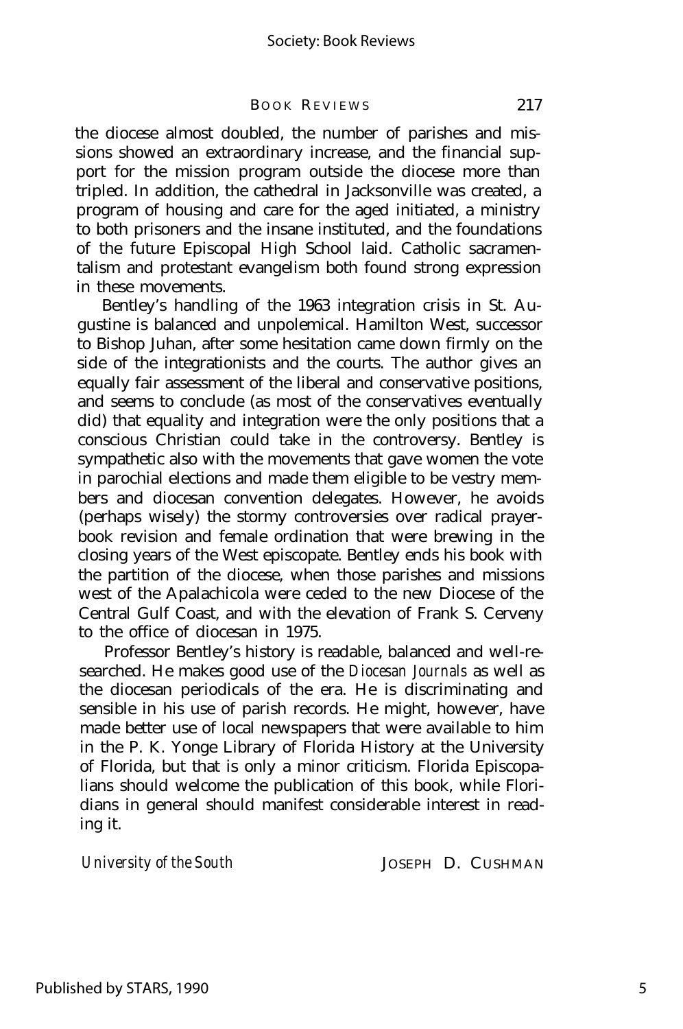the diocese almost doubled, the number of parishes and missions showed an extraordinary increase, and the financial support for the mission program outside the diocese more than tripled. In addition, the cathedral in Jacksonville was created, a program of housing and care for the aged initiated, a ministry to both prisoners and the insane instituted, and the foundations of the future Episcopal High School laid. Catholic sacramentalism and protestant evangelism both found strong expression in these movements.

Bentley's handling of the 1963 integration crisis in St. Augustine is balanced and unpolemical. Hamilton West, successor to Bishop Juhan, after some hesitation came down firmly on the side of the integrationists and the courts. The author gives an equally fair assessment of the liberal and conservative positions, and seems to conclude (as most of the conservatives eventually did) that equality and integration were the only positions that a conscious Christian could take in the controversy. Bentley is sympathetic also with the movements that gave women the vote in parochial elections and made them eligible to be vestry members and diocesan convention delegates. However, he avoids (perhaps wisely) the stormy controversies over radical prayer-book revision and female ordination that were brewing in the closing years of the West episcopate. Bentley ends his book with the partition of the diocese, when those parishes and missions west of the Apalachicola were ceded to the new Diocese of the Central Gulf Coast, and with the elevation of Frank S. Cerveny to the office of diocesan in 1975.

Professor Bentley's history is readable, balanced and well-researched. He makes good use of the *Diocesan Journals* as well as the diocesan periodicals of the era. He is discriminating and sensible in his use of parish records. He might, however, have made better use of local newspapers that were available to him in the P. K. Yonge Library of Florida History at the University of Florida, but that is only a minor criticism. Florida Episcopalians should welcome the publication of this book, while Floridians in general should manifest considerable interest in reading it.

*University of the South* JOSEPH D. CUSHMAN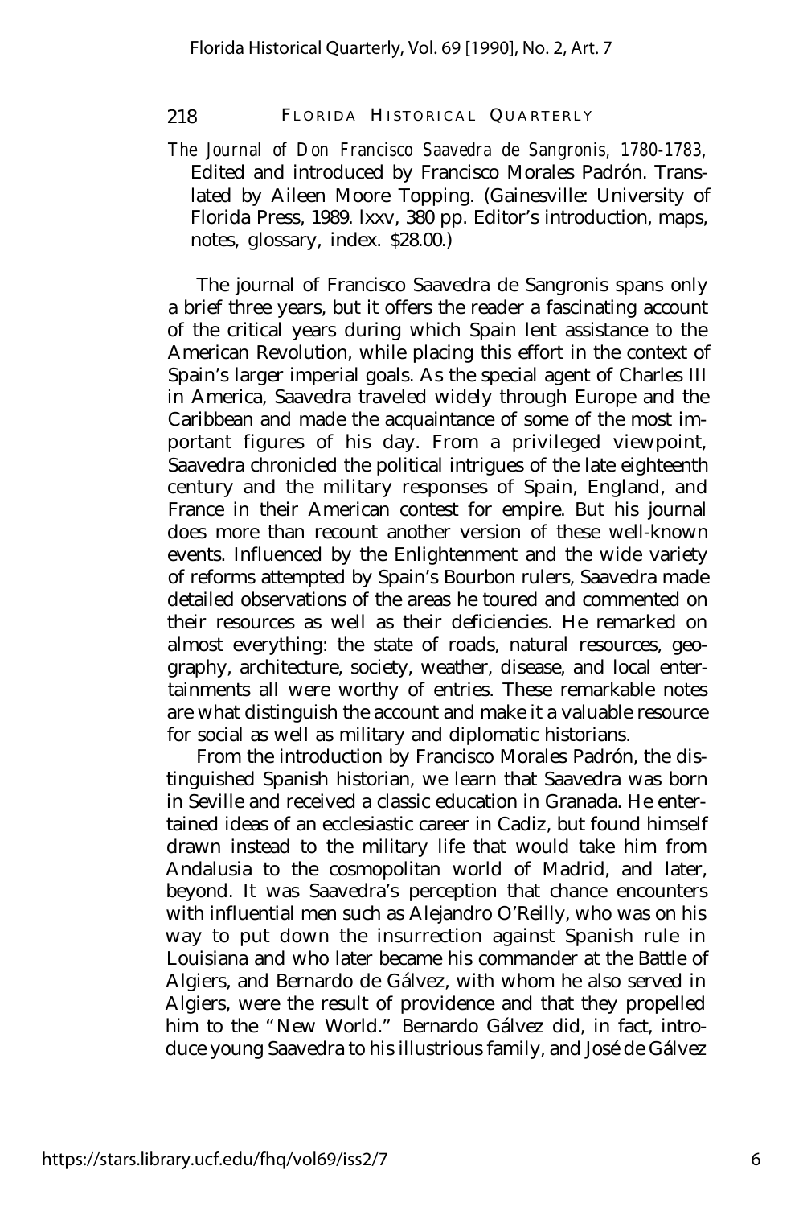*The Journal of Don Francisco Saavedra de Sangronis, 1780-1783,* Edited and introduced by Francisco Morales Padrón. Translated by Aileen Moore Topping. (Gainesville: University of Florida Press, 1989. lxxv, 380 pp. Editor's introduction, maps, notes, glossary, index. $28.00.)

The journal of Francisco Saavedra de Sangronis spans only a brief three years, but it offers the reader a fascinating account of the critical years during which Spain lent assistance to the American Revolution, while placing this effort in the context of Spain's larger imperial goals. As the special agent of Charles III in America, Saavedra traveled widely through Europe and the Caribbean and made the acquaintance of some of the most important figures of his day. From a privileged viewpoint, Saavedra chronicled the political intrigues of the late eighteenth century and the military responses of Spain, England, and France in their American contest for empire. But his journal does more than recount another version of these well-known events. Influenced by the Enlightenment and the wide variety of reforms attempted by Spain's Bourbon rulers, Saavedra made detailed observations of the areas he toured and commented on their resources as well as their deficiencies. He remarked on almost everything: the state of roads, natural resources, geography, architecture, society, weather, disease, and local entertainments all were worthy of entries. These remarkable notes are what distinguish the account and make it a valuable resource for social as well as military and diplomatic historians.

From the introduction by Francisco Morales Padrón, the distinguished Spanish historian, we learn that Saavedra was born in Seville and received a classic education in Granada. He entertained ideas of an ecclesiastic career in Cadiz, but found himself drawn instead to the military life that would take him from Andalusia to the cosmopolitan world of Madrid, and later, beyond. It was Saavedra's perception that chance encounters with influential men such as Alejandro O'Reilly, who was on his way to put down the insurrection against Spanish rule in Louisiana and who later became his commander at the Battle of Algiers, and Bernardo de Gálvez, with whom he also served in Algiers, were the result of providence and that they propelled him to the "New World." Bernardo Gálvez did, in fact, introduce young Saavedra to his illustrious family, and José de Gálvez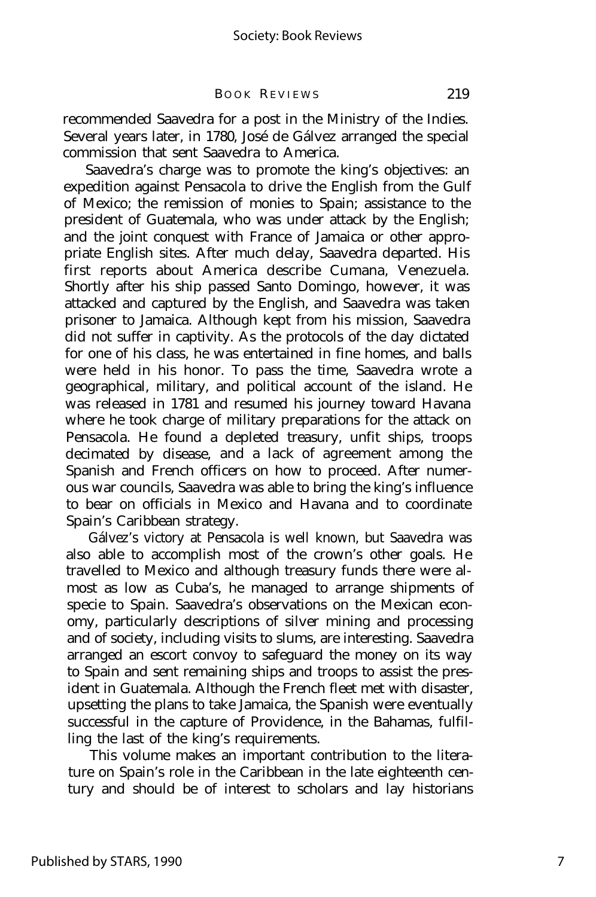recommended Saavedra for a post in the Ministry of the Indies. Several years later, in 1780, José de Gálvez arranged the special commission that sent Saavedra to America.

Saavedra's charge was to promote the king's objectives: an expedition against Pensacola to drive the English from the Gulf of Mexico; the remission of monies to Spain; assistance to the president of Guatemala, who was under attack by the English; and the joint conquest with France of Jamaica or other appropriate English sites. After much delay, Saavedra departed. His first reports about America describe Cumana, Venezuela. Shortly after his ship passed Santo Domingo, however, it was attacked and captured by the English, and Saavedra was taken prisoner to Jamaica. Although kept from his mission, Saavedra did not suffer in captivity. As the protocols of the day dictated for one of his class, he was entertained in fine homes, and balls were held in his honor. To pass the time, Saavedra wrote a geographical, military, and political account of the island. He was released in 1781 and resumed his journey toward Havana where he took charge of military preparations for the attack on Pensacola. He found a depleted treasury, unfit ships, troops decimated by disease, and a lack of agreement among the Spanish and French officers on how to proceed. After numerous war councils, Saavedra was able to bring the king's influence to bear on officials in Mexico and Havana and to coordinate Spain's Caribbean strategy.

Gálvez's victory at Pensacola is well known, but Saavedra was also able to accomplish most of the crown's other goals. He travelled to Mexico and although treasury funds there were almost as low as Cuba's, he managed to arrange shipments of specie to Spain. Saavedra's observations on the Mexican economy, particularly descriptions of silver mining and processing and of society, including visits to slums, are interesting. Saavedra arranged an escort convoy to safeguard the money on its way to Spain and sent remaining ships and troops to assist the president in Guatemala. Although the French fleet met with disaster, upsetting the plans to take Jamaica, the Spanish were eventually successful in the capture of Providence, in the Bahamas, fulfilling the last of the king's requirements.

This volume makes an important contribution to the literature on Spain's role in the Caribbean in the late eighteenth century and should be of interest to scholars and lay historians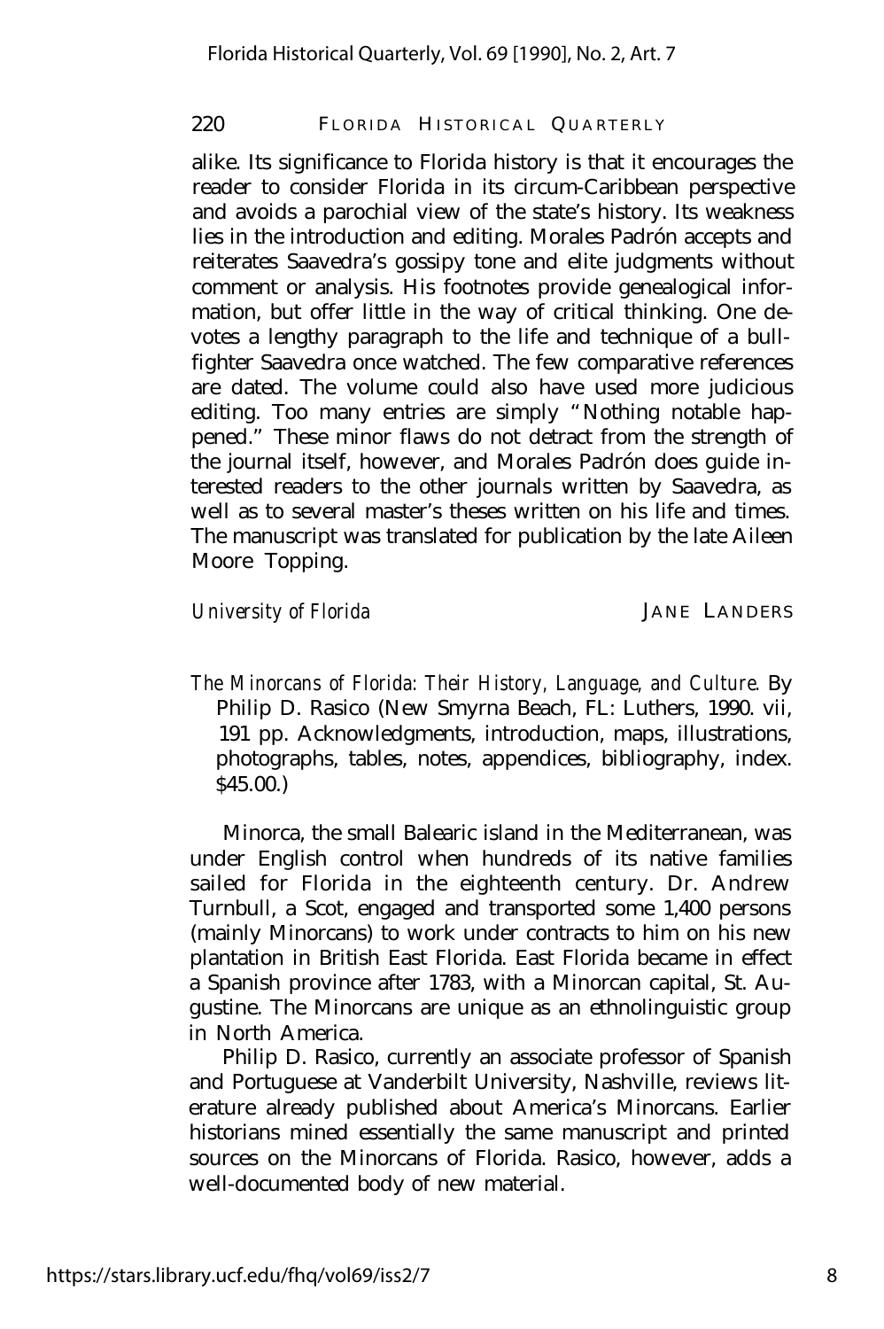alike. Its significance to Florida history is that it encourages the reader to consider Florida in its circum-Caribbean perspective and avoids a parochial view of the state's history. Its weakness lies in the introduction and editing. Morales Padrón accepts and reiterates Saavedra's gossipy tone and elite judgments without comment or analysis. His footnotes provide genealogical information, but offer little in the way of critical thinking. One devotes a lengthy paragraph to the life and technique of a bullfighter Saavedra once watched. The few comparative references are dated. The volume could also have used more judicious editing. Too many entries are simply "Nothing notable happened." These minor flaws do not detract from the strength of the journal itself, however, and Morales Padrón does guide interested readers to the other journals written by Saavedra, as well as to several master's theses written on his life and times. The manuscript was translated for publication by the late Aileen Moore Topping.

*University of Florida* JANE LANDERS

*The Minorcans of Florida: Their History, Language, and Culture*. By Philip D. Rasico (New Smyrna Beach, FL: Luthers, 1990. vii, 191 pp. Acknowledgments, introduction, maps, illustrations, photographs, tables, notes, appendices, bibliography, index. $45.00.)

Minorca, the small Balearic island in the Mediterranean, was under English control when hundreds of its native families sailed for Florida in the eighteenth century. Dr. Andrew Turnbull, a Scot, engaged and transported some 1,400 persons (mainly Minorcans) to work under contracts to him on his new plantation in British East Florida. East Florida became in effect a Spanish province after 1783, with a Minorcan capital, St. Augustine. The Minorcans are unique as an ethnolinguistic group in North America.

Philip D. Rasico, currently an associate professor of Spanish and Portuguese at Vanderbilt University, Nashville, reviews literature already published about America's Minorcans. Earlier historians mined essentially the same manuscript and printed sources on the Minorcans of Florida. Rasico, however, adds a well-documented body of new material.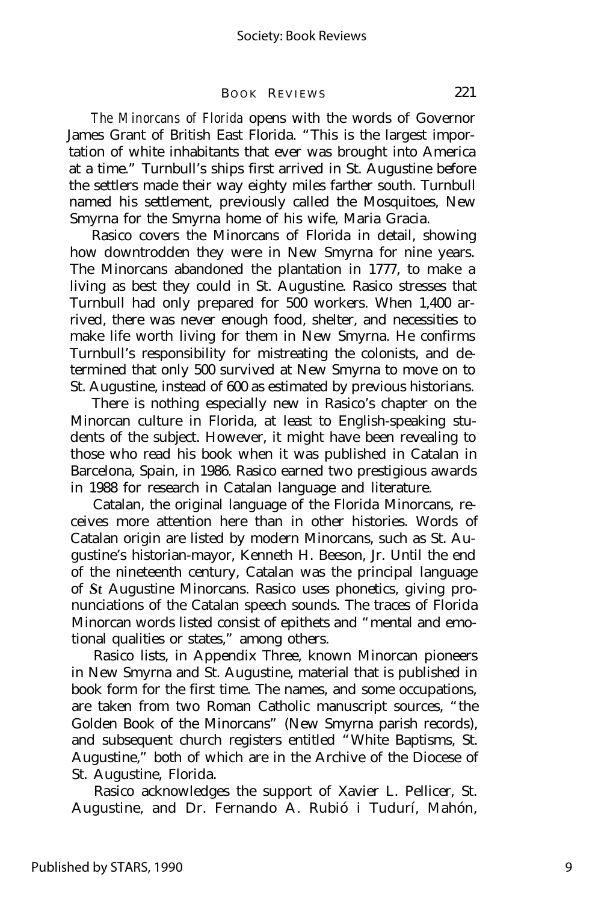*The Minorcans of Florida* opens with the words of Governor James Grant of British East Florida. "This is the largest importation of white inhabitants that ever was brought into America at a time." Turnbull's ships first arrived in St. Augustine before the settlers made their way eighty miles farther south. Turnbull named his settlement, previously called the Mosquitoes, New Smyrna for the Smyrna home of his wife, Maria Gracia.

Rasico covers the Minorcans of Florida in detail, showing how downtrodden they were in New Smyrna for nine years. The Minorcans abandoned the plantation in 1777, to make a living as best they could in St. Augustine. Rasico stresses that Turnbull had only prepared for 500 workers. When 1,400 arrived, there was never enough food, shelter, and necessities to make life worth living for them in New Smyrna. He confirms Turnbull's responsibility for mistreating the colonists, and determined that only 500 survived at New Smyrna to move on to St. Augustine, instead of 600 as estimated by previous historians.

There is nothing especially new in Rasico's chapter on the Minorcan culture in Florida, at least to English-speaking students of the subject. However, it might have been revealing to those who read his book when it was published in Catalan in Barcelona, Spain, in 1986. Rasico earned two prestigious awards in 1988 for research in Catalan language and literature.

Catalan, the original language of the Florida Minorcans, receives more attention here than in other histories. Words of Catalan origin are listed by modern Minorcans, such as St. Augustine's historian-mayor, Kenneth H. Beeson, Jr. Until the end of the nineteenth century, Catalan was the principal language of St Augustine Minorcans. Rasico uses phonetics, giving pronunciations of the Catalan speech sounds. The traces of Florida Minorcan words listed consist of epithets and "mental and emotional qualities or states," among others.

Rasico lists, in Appendix Three, known Minorcan pioneers in New Smyrna and St. Augustine, material that is published in book form for the first time. The names, and some occupations, are taken from two Roman Catholic manuscript sources, "the Golden Book of the Minorcans" (New Smyrna parish records), and subsequent church registers entitled "White Baptisms, St. Augustine," both of which are in the Archive of the Diocese of St. Augustine, Florida.

Rasico acknowledges the support of Xavier L. Pellicer, St. Augustine, and Dr. Fernando A. Rubió i Tudurí, Mahón,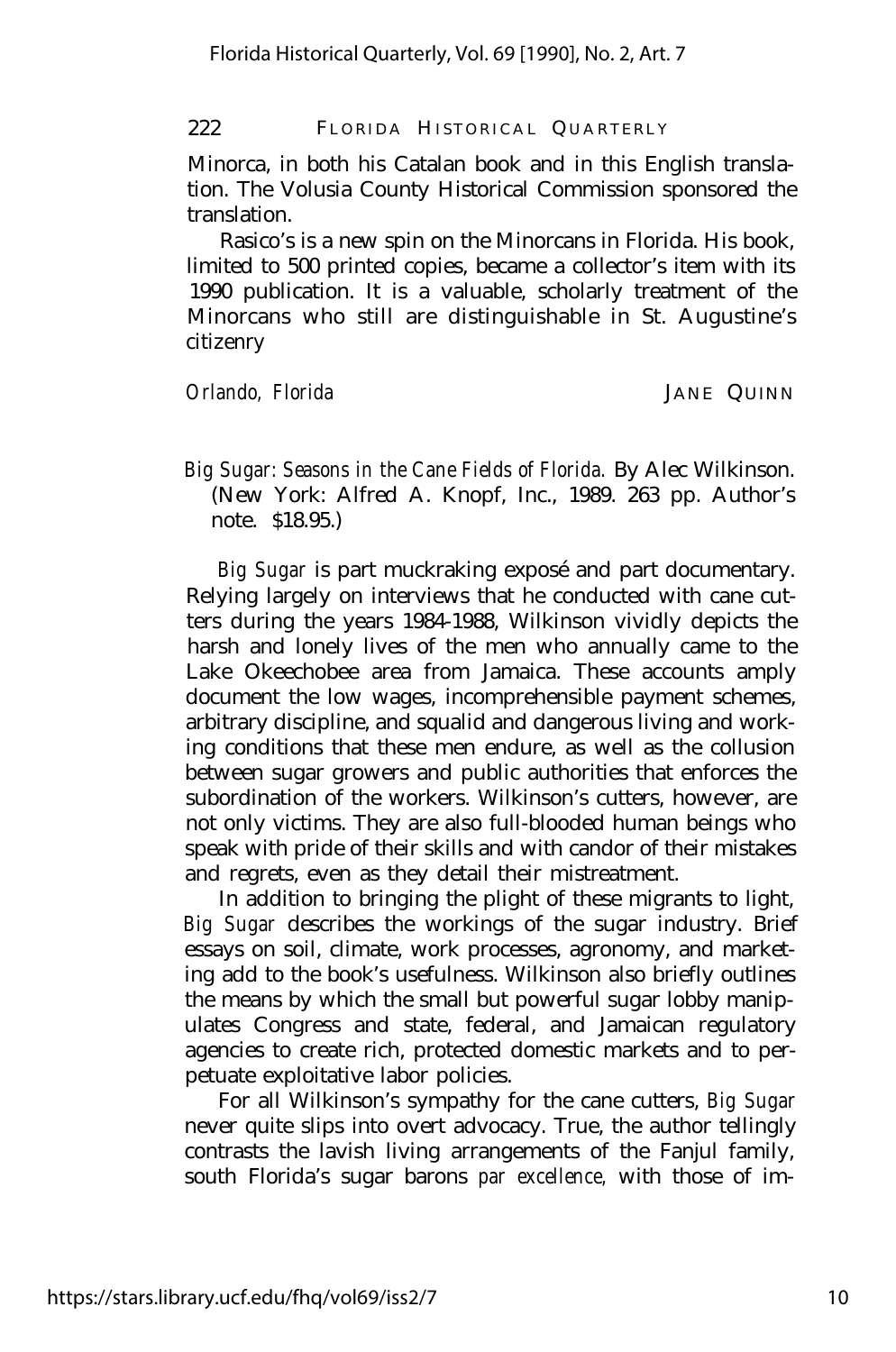Minorca, in both his Catalan book and in this English translation. The Volusia County Historical Commission sponsored the translation.

Rasico's is a new spin on the Minorcans in Florida. His book, limited to 500 printed copies, became a collector's item with its 1990 publication. It is a valuable, scholarly treatment of the Minorcans who still are distinguishable in St. Augustine's citizenry

*Orlando, Florida* JANE QUINN

*Big Sugar: Seasons in the Cane Fields of Florida.* By Alec Wilkinson. (New York: Alfred A. Knopf, Inc., 1989. 263 pp. Author's note. $18.95.)

*Big Sugar* is part muckraking exposé and part documentary. Relying largely on interviews that he conducted with cane cutters during the years 1984-1988, Wilkinson vividly depicts the harsh and lonely lives of the men who annually came to the Lake Okeechobee area from Jamaica. These accounts amply document the low wages, incomprehensible payment schemes, arbitrary discipline, and squalid and dangerous living and working conditions that these men endure, as well as the collusion between sugar growers and public authorities that enforces the subordination of the workers. Wilkinson's cutters, however, are not only victims. They are also full-blooded human beings who speak with pride of their skills and with candor of their mistakes and regrets, even as they detail their mistreatment.

In addition to bringing the plight of these migrants to light, *Big Sugar* describes the workings of the sugar industry. Brief essays on soil, climate, work processes, agronomy, and marketing add to the book's usefulness. Wilkinson also briefly outlines the means by which the small but powerful sugar lobby manipulates Congress and state, federal, and Jamaican regulatory agencies to create rich, protected domestic markets and to perpetuate exploitative labor policies.

For all Wilkinson's sympathy for the cane cutters, *Big Sugar* never quite slips into overt advocacy. True, the author tellingly contrasts the lavish living arrangements of the Fanjul family, south Florida's sugar barons *par excellence,* with those of im-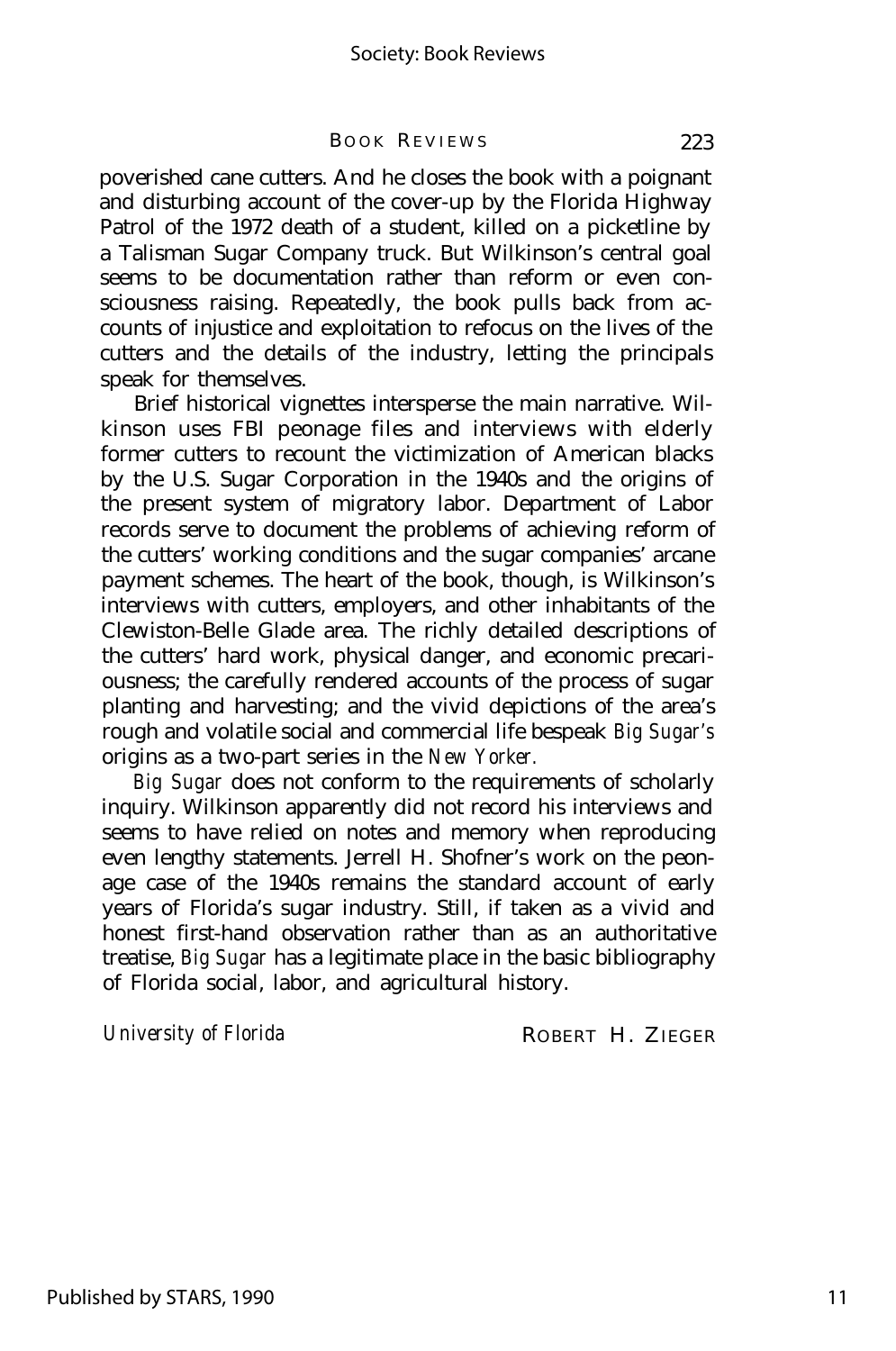poverished cane cutters. And he closes the book with a poignant and disturbing account of the cover-up by the Florida Highway Patrol of the 1972 death of a student, killed on a picketline by a Talisman Sugar Company truck. But Wilkinson's central goal seems to be documentation rather than reform or even consciousness raising. Repeatedly, the book pulls back from accounts of injustice and exploitation to refocus on the lives of the cutters and the details of the industry, letting the principals speak for themselves.

Brief historical vignettes intersperse the main narrative. Wilkinson uses FBI peonage files and interviews with elderly former cutters to recount the victimization of American blacks by the U.S. Sugar Corporation in the 1940s and the origins of the present system of migratory labor. Department of Labor records serve to document the problems of achieving reform of the cutters' working conditions and the sugar companies' arcane payment schemes. The heart of the book, though, is Wilkinson's interviews with cutters, employers, and other inhabitants of the Clewiston-Belle Glade area. The richly detailed descriptions of the cutters' hard work, physical danger, and economic precariousness; the carefully rendered accounts of the process of sugar planting and harvesting; and the vivid depictions of the area's rough and volatile social and commercial life bespeak *Big Sugar's* origins as a two-part series in the *New Yorker.*

*Big Sugar* does not conform to the requirements of scholarly inquiry. Wilkinson apparently did not record his interviews and seems to have relied on notes and memory when reproducing even lengthy statements. Jerrell H. Shofner's work on the peonage case of the 1940s remains the standard account of early years of Florida's sugar industry. Still, if taken as a vivid and honest first-hand observation rather than as an authoritative treatise, *Big Sugar* has a legitimate place in the basic bibliography of Florida social, labor, and agricultural history.

*University of Florida* ROBERT H. ZIEGER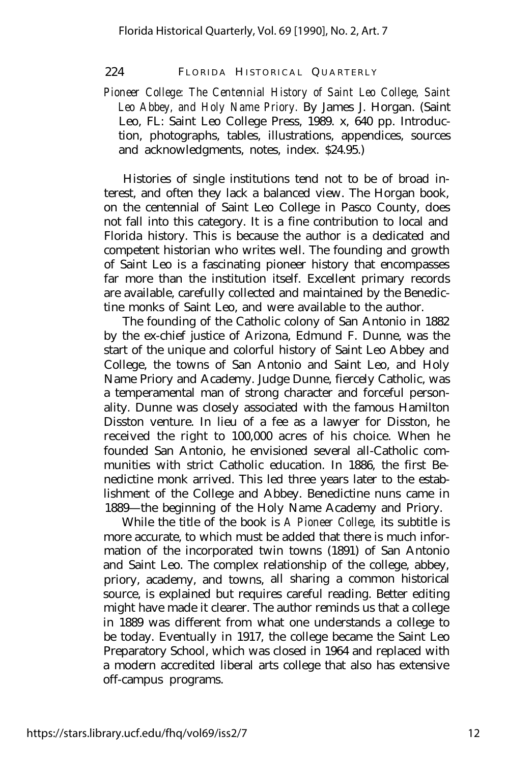*Pioneer College: The Centennial History of Saint Leo College, Saint Leo Abbey, and Holy Name Priory.* By James J. Horgan. (Saint Leo, FL: Saint Leo College Press, 1989. x, 640 pp. Introduction, photographs, tables, illustrations, appendices, sources and acknowledgments, notes, index. $24.95.)

Histories of single institutions tend not to be of broad interest, and often they lack a balanced view. The Horgan book, on the centennial of Saint Leo College in Pasco County, does not fall into this category. It is a fine contribution to local and Florida history. This is because the author is a dedicated and competent historian who writes well. The founding and growth of Saint Leo is a fascinating pioneer history that encompasses far more than the institution itself. Excellent primary records are available, carefully collected and maintained by the Benedictine monks of Saint Leo, and were available to the author.

The founding of the Catholic colony of San Antonio in 1882 by the ex-chief justice of Arizona, Edmund F. Dunne, was the start of the unique and colorful history of Saint Leo Abbey and College, the towns of San Antonio and Saint Leo, and Holy Name Priory and Academy. Judge Dunne, fiercely Catholic, was a temperamental man of strong character and forceful personality. Dunne was closely associated with the famous Hamilton Disston venture. In lieu of a fee as a lawyer for Disston, he received the right to 100,000 acres of his choice. When he founded San Antonio, he envisioned several all-Catholic communities with strict Catholic education. In 1886, the first Benedictine monk arrived. This led three years later to the establishment of the College and Abbey. Benedictine nuns came in 1889—the beginning of the Holy Name Academy and Priory.

While the title of the book is *A Pioneer College,* its subtitle is more accurate, to which must be added that there is much information of the incorporated twin towns (1891) of San Antonio and Saint Leo. The complex relationship of the college, abbey, priory, academy, and towns, all sharing a common historical source, is explained but requires careful reading. Better editing might have made it clearer. The author reminds us that a college in 1889 was different from what one understands a college to be today. Eventually in 1917, the college became the Saint Leo Preparatory School, which was closed in 1964 and replaced with a modern accredited liberal arts college that also has extensive off-campus programs.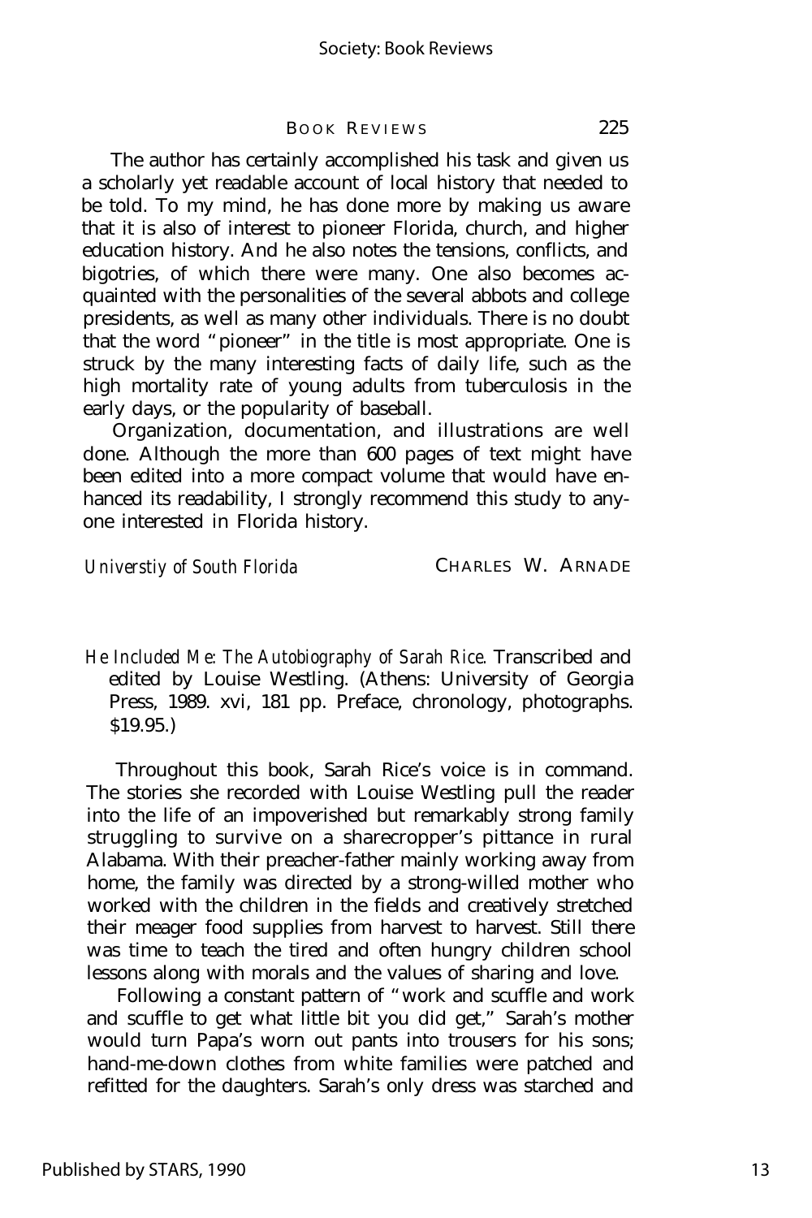The author has certainly accomplished his task and given us a scholarly yet readable account of local history that needed to be told. To my mind, he has done more by making us aware that it is also of interest to pioneer Florida, church, and higher education history. And he also notes the tensions, conflicts, and bigotries, of which there were many. One also becomes acquainted with the personalities of the several abbots and college presidents, as well as many other individuals. There is no doubt that the word "pioneer" in the title is most appropriate. One is struck by the many interesting facts of daily life, such as the high mortality rate of young adults from tuberculosis in the early days, or the popularity of baseball.

Organization, documentation, and illustrations are well done. Although the more than 600 pages of text might have been edited into a more compact volume that would have enhanced its readability, I strongly recommend this study to anyone interested in Florida history.

*Universtiy of South Florida* CHARLES W. ARNADE

*He Included Me: The Autobiography of Sarah Rice.* Transcribed and edited by Louise Westling. (Athens: University of Georgia Press, 1989. xvi, 181 pp. Preface, chronology, photographs. $19.95.)

Throughout this book, Sarah Rice's voice is in command. The stories she recorded with Louise Westling pull the reader into the life of an impoverished but remarkably strong family struggling to survive on a sharecropper's pittance in rural Alabama. With their preacher-father mainly working away from home, the family was directed by a strong-willed mother who worked with the children in the fields and creatively stretched their meager food supplies from harvest to harvest. Still there was time to teach the tired and often hungry children school lessons along with morals and the values of sharing and love.

Following a constant pattern of "work and scuffle and work and scuffle to get what little bit you did get," Sarah's mother would turn Papa's worn out pants into trousers for his sons; hand-me-down clothes from white families were patched and refitted for the daughters. Sarah's only dress was starched and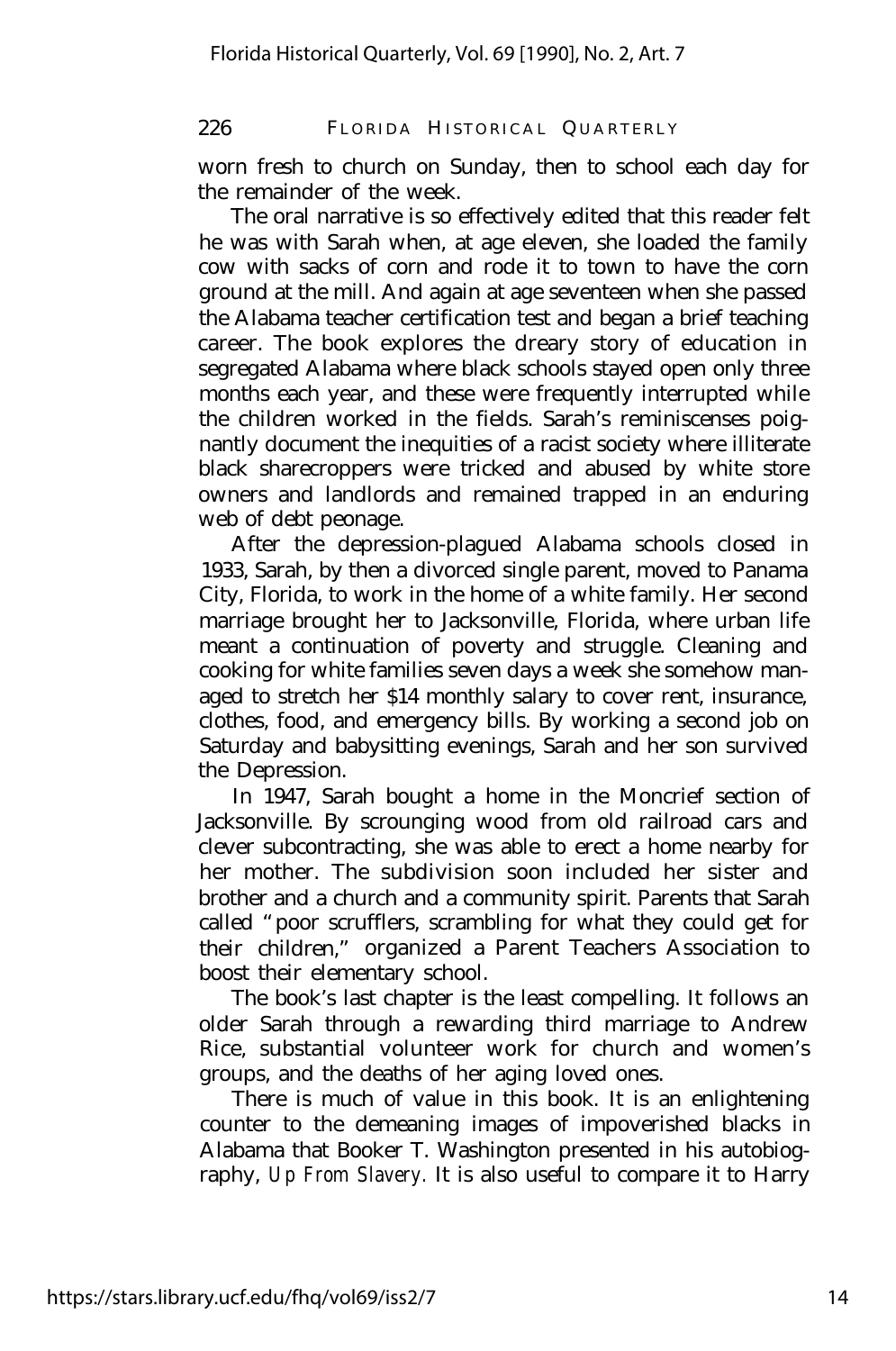worn fresh to church on Sunday, then to school each day for the remainder of the week.

The oral narrative is so effectively edited that this reader felt he was with Sarah when, at age eleven, she loaded the family cow with sacks of corn and rode it to town to have the corn ground at the mill. And again at age seventeen when she passed the Alabama teacher certification test and began a brief teaching career. The book explores the dreary story of education in segregated Alabama where black schools stayed open only three months each year, and these were frequently interrupted while the children worked in the fields. Sarah's reminiscenses poignantly document the inequities of a racist society where illiterate black sharecroppers were tricked and abused by white store owners and landlords and remained trapped in an enduring web of debt peonage.

After the depression-plagued Alabama schools closed in 1933, Sarah, by then a divorced single parent, moved to Panama City, Florida, to work in the home of a white family. Her second marriage brought her to Jacksonville, Florida, where urban life meant a continuation of poverty and struggle. Cleaning and cooking for white families seven days a week she somehow managed to stretch her $14 monthly salary to cover rent, insurance, clothes, food, and emergency bills. By working a second job on Saturday and babysitting evenings, Sarah and her son survived the Depression.

In 1947, Sarah bought a home in the Moncrief section of Jacksonville. By scrounging wood from old railroad cars and clever subcontracting, she was able to erect a home nearby for her mother. The subdivision soon included her sister and brother and a church and a community spirit. Parents that Sarah called "poor scrufflers, scrambling for what they could get for their children," organized a Parent Teachers Association to boost their elementary school.

The book's last chapter is the least compelling. It follows an older Sarah through a rewarding third marriage to Andrew Rice, substantial volunteer work for church and women's groups, and the deaths of her aging loved ones.

There is much of value in this book. It is an enlightening counter to the demeaning images of impoverished blacks in Alabama that Booker T. Washington presented in his autobiography, *Up From Slavery.* It is also useful to compare it to Harry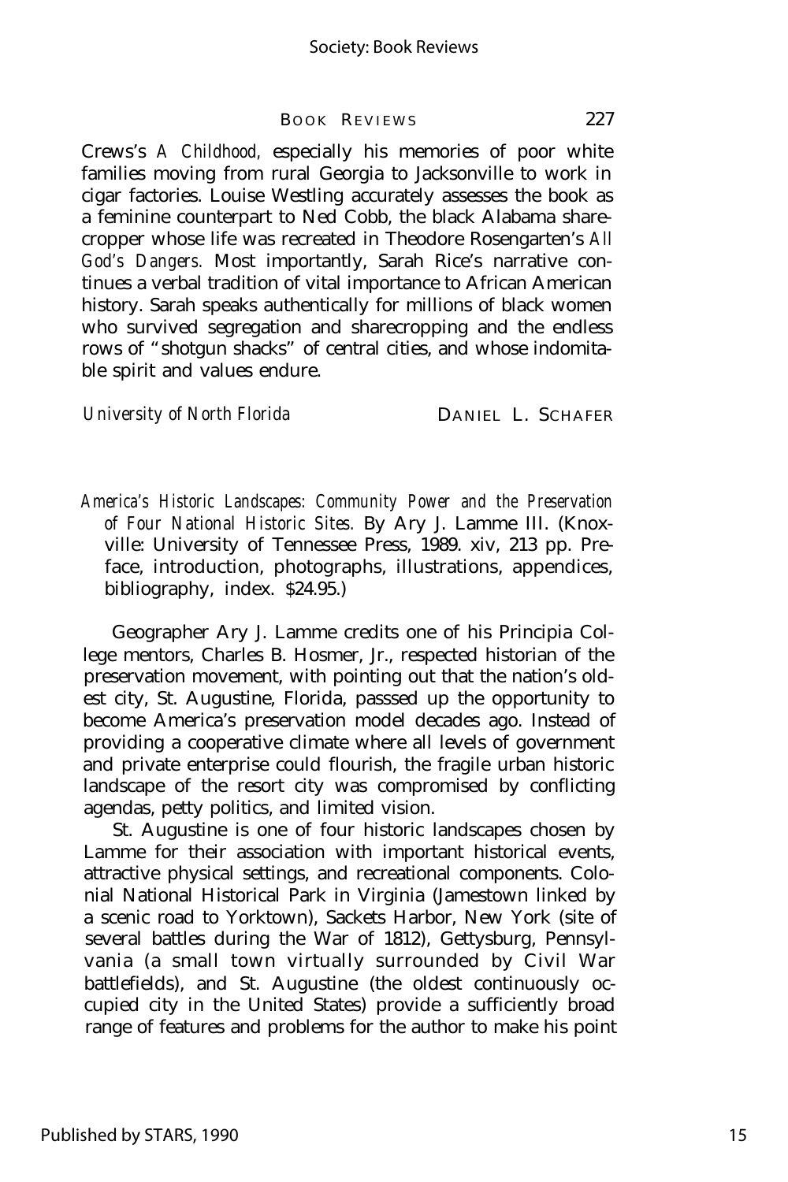Crews's *A Childhood,* especially his memories of poor white families moving from rural Georgia to Jacksonville to work in cigar factories. Louise Westling accurately assesses the book as a feminine counterpart to Ned Cobb, the black Alabama sharecropper whose life was recreated in Theodore Rosengarten's *All God's Dangers.* Most importantly, Sarah Rice's narrative continues a verbal tradition of vital importance to African American history. Sarah speaks authentically for millions of black women who survived segregation and sharecropping and the endless rows of "shotgun shacks" of central cities, and whose indomitable spirit and values endure.

*University of North Florida* DANIEL L. SCHAFER

*America's Historic Landscapes: Community Power and the Preservation of Four National Historic Sites.* By Ary J. Lamme III. (Knoxville: University of Tennessee Press, 1989. xiv, 213 pp. Preface, introduction, photographs, illustrations, appendices, bibliography, index. $24.95.)

Geographer Ary J. Lamme credits one of his Principia College mentors, Charles B. Hosmer, Jr., respected historian of the preservation movement, with pointing out that the nation's oldest city, St. Augustine, Florida, passsed up the opportunity to become America's preservation model decades ago. Instead of providing a cooperative climate where all levels of government and private enterprise could flourish, the fragile urban historic landscape of the resort city was compromised by conflicting agendas, petty politics, and limited vision.

St. Augustine is one of four historic landscapes chosen by Lamme for their association with important historical events, attractive physical settings, and recreational components. Colonial National Historical Park in Virginia (Jamestown linked by a scenic road to Yorktown), Sackets Harbor, New York (site of several battles during the War of 1812), Gettysburg, Pennsylvania (a small town virtually surrounded by Civil War battlefields), and St. Augustine (the oldest continuously occupied city in the United States) provide a sufficiently broad range of features and problems for the author to make his point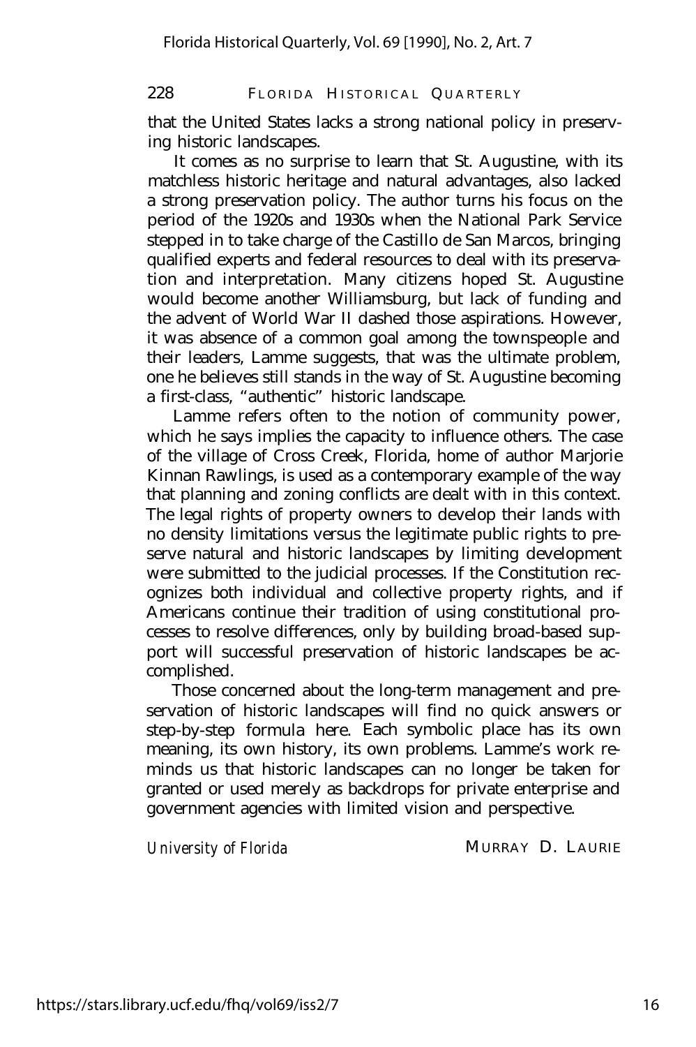that the United States lacks a strong national policy in preserving historic landscapes.

It comes as no surprise to learn that St. Augustine, with its matchless historic heritage and natural advantages, also lacked a strong preservation policy. The author turns his focus on the period of the 1920s and 1930s when the National Park Service stepped in to take charge of the Castillo de San Marcos, bringing qualified experts and federal resources to deal with its preservation and interpretation. Many citizens hoped St. Augustine would become another Williamsburg, but lack of funding and the advent of World War II dashed those aspirations. However, it was absence of a common goal among the townspeople and their leaders, Lamme suggests, that was the ultimate problem, one he believes still stands in the way of St. Augustine becoming a first-class, "authentic" historic landscape.

Lamme refers often to the notion of community power, which he says implies the capacity to influence others. The case of the village of Cross Creek, Florida, home of author Marjorie Kinnan Rawlings, is used as a contemporary example of the way that planning and zoning conflicts are dealt with in this context. The legal rights of property owners to develop their lands with no density limitations versus the legitimate public rights to preserve natural and historic landscapes by limiting development were submitted to the judicial processes. If the Constitution recognizes both individual and collective property rights, and if Americans continue their tradition of using constitutional processes to resolve differences, only by building broad-based support will successful preservation of historic landscapes be accomplished.

Those concerned about the long-term management and preservation of historic landscapes will find no quick answers or step-by-step formula here. Each symbolic place has its own meaning, its own history, its own problems. Lamme's work reminds us that historic landscapes can no longer be taken for granted or used merely as backdrops for private enterprise and government agencies with limited vision and perspective.

*University of Florida* MURRAY D. LAURIE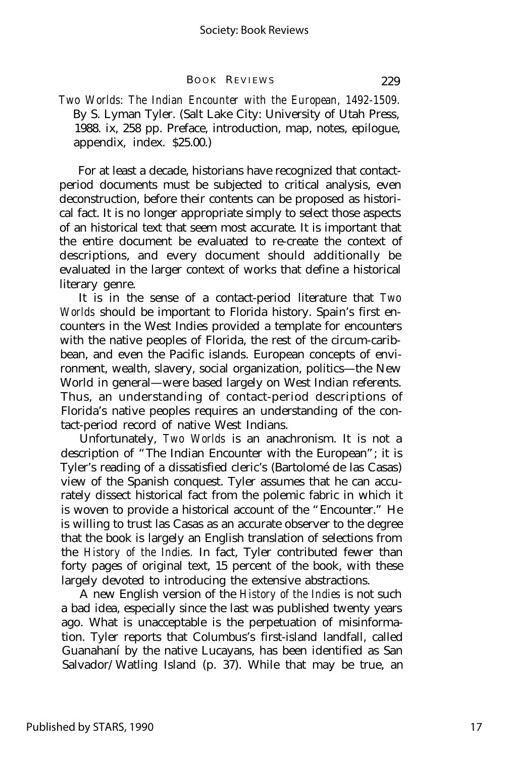*Two Worlds: The Indian Encounter with the European, 1492-1509.* By S. Lyman Tyler. (Salt Lake City: University of Utah Press, 1988. ix, 258 pp. Preface, introduction, map, notes, epilogue, appendix, index. $25.00.)

For at least a decade, historians have recognized that contact-period documents must be subjected to critical analysis, even deconstruction, before their contents can be proposed as historical fact. It is no longer appropriate simply to select those aspects of an historical text that seem most accurate. It is important that the entire document be evaluated to re-create the context of descriptions, and every document should additionally be evaluated in the larger context of works that define a historical literary genre.

It is in the sense of a contact-period literature that *Two Worlds* should be important to Florida history. Spain's first encounters in the West Indies provided a template for encounters with the native peoples of Florida, the rest of the circum-caribbean, and even the Pacific islands. European concepts of environment, wealth, slavery, social organization, politics—the New World in general—were based largely on West Indian referents. Thus, an understanding of contact-period descriptions of Florida's native peoples requires an understanding of the contact-period record of native West Indians.

Unfortunately, *Two Worlds* is an anachronism. It is not a description of "The Indian Encounter with the European"; it is Tyler's reading of a dissatisfied cleric's (Bartolomé de las Casas) view of the Spanish conquest. Tyler assumes that he can accurately dissect historical fact from the polemic fabric in which it is woven to provide a historical account of the "Encounter." He is willing to trust las Casas as an accurate observer to the degree that the book is largely an English translation of selections from the *History of the Indies.* In fact, Tyler contributed fewer than forty pages of original text, 15 percent of the book, with these largely devoted to introducing the extensive abstractions.

A new English version of the *History of the Indies* is not such a bad idea, especially since the last was published twenty years ago. What is unacceptable is the perpetuation of misinformation. Tyler reports that Columbus's first-island landfall, called Guanahaní by the native Lucayans, has been identified as San Salvador/Watling Island (p. 37). While that may be true, an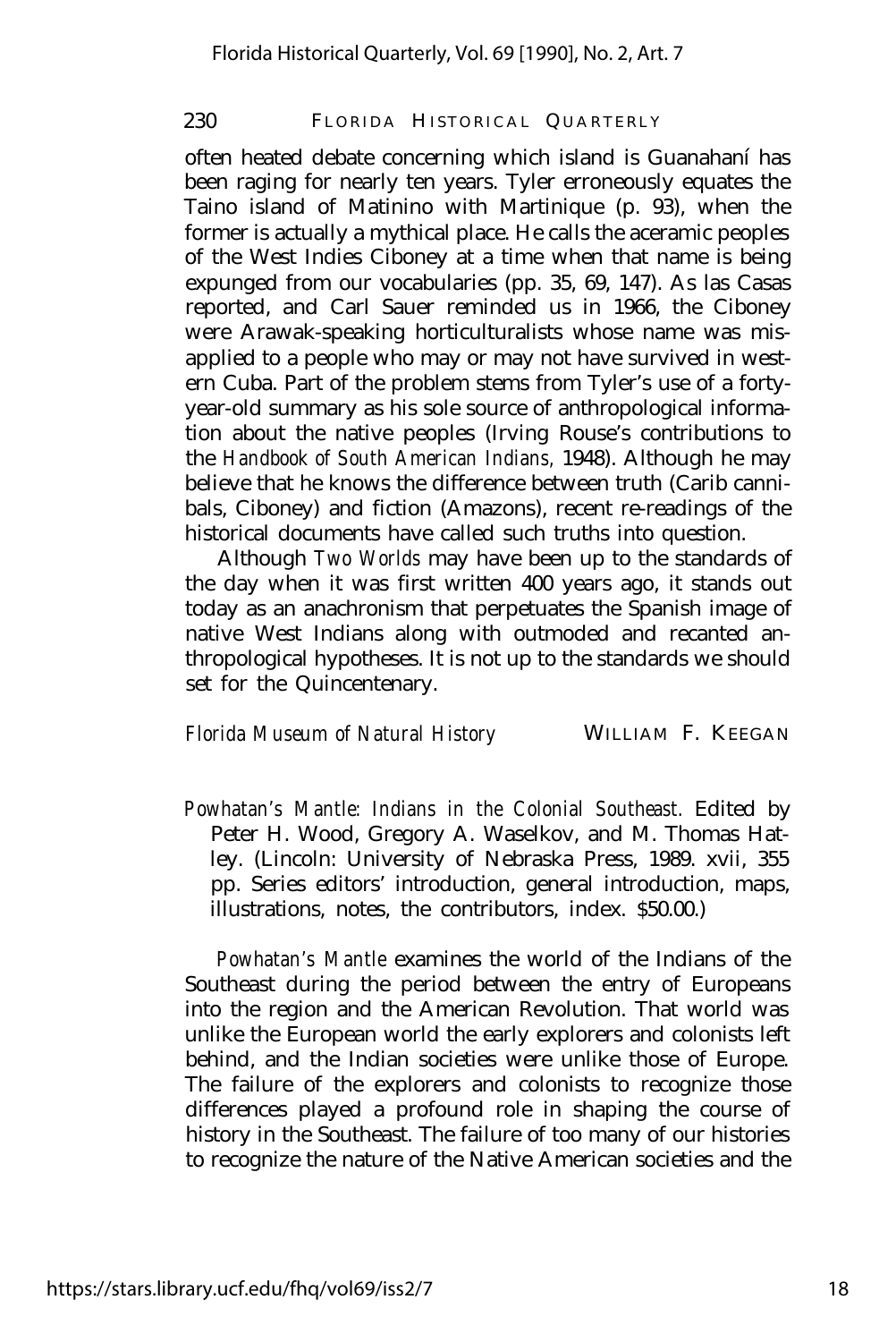often heated debate concerning which island is Guanahaní has been raging for nearly ten years. Tyler erroneously equates the Taino island of Matinino with Martinique (p. 93), when the former is actually a mythical place. He calls the aceramic peoples of the West Indies Ciboney at a time when that name is being expunged from our vocabularies (pp. 35, 69, 147). As las Casas reported, and Carl Sauer reminded us in 1966, the Ciboney were Arawak-speaking horticulturalists whose name was misapplied to a people who may or may not have survived in western Cuba. Part of the problem stems from Tyler's use of a forty-year-old summary as his sole source of anthropological information about the native peoples (Irving Rouse's contributions to the *Handbook of South American Indians,* 1948). Although he may believe that he knows the difference between truth (Carib cannibals, Ciboney) and fiction (Amazons), recent re-readings of the historical documents have called such truths into question.

Although *Two Worlds* may have been up to the standards of the day when it was first written 400 years ago, it stands out today as an anachronism that perpetuates the Spanish image of native West Indians along with outmoded and recanted anthropological hypotheses. It is not up to the standards we should set for the Quincentenary.

*Florida Museum of Natural History* WILLIAM F. KEEGAN

*Powhatan's Mantle: Indians in the Colonial Southeast.* Edited by Peter H. Wood, Gregory A. Waselkov, and M. Thomas Hatley. (Lincoln: University of Nebraska Press, 1989. xvii, 355 pp. Series editors' introduction, general introduction, maps, illustrations, notes, the contributors, index. $50.00.)

*Powhatan's Mantle* examines the world of the Indians of the Southeast during the period between the entry of Europeans into the region and the American Revolution. That world was unlike the European world the early explorers and colonists left behind, and the Indian societies were unlike those of Europe. The failure of the explorers and colonists to recognize those differences played a profound role in shaping the course of history in the Southeast. The failure of too many of our histories to recognize the nature of the Native American societies and the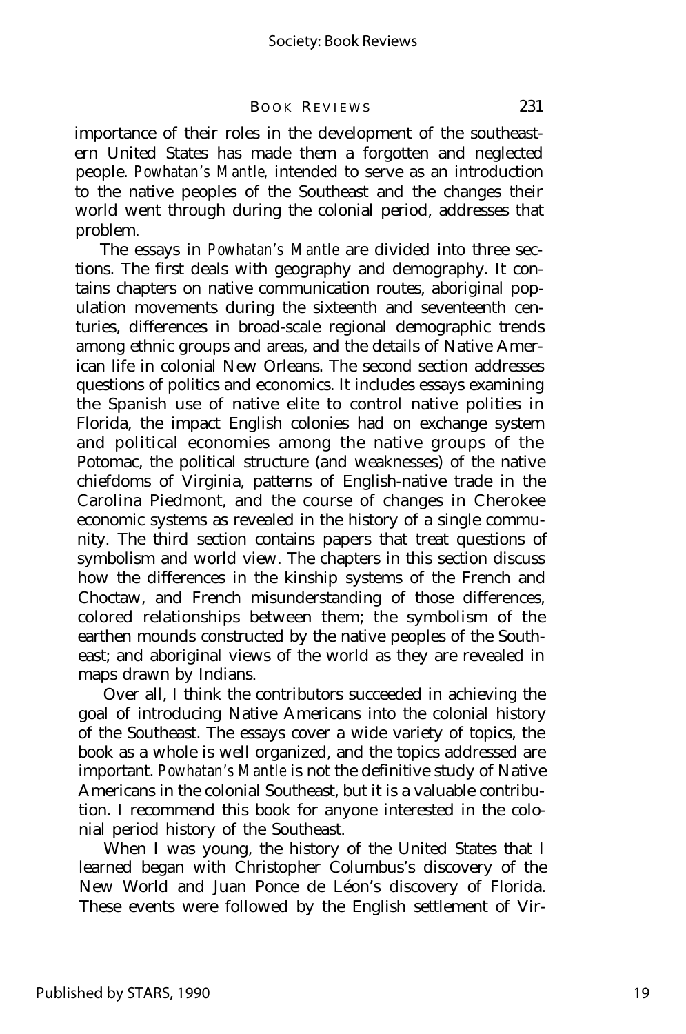importance of their roles in the development of the southeastern United States has made them a forgotten and neglected people. *Powhatan's Mantle,* intended to serve as an introduction to the native peoples of the Southeast and the changes their world went through during the colonial period, addresses that problem.

The essays in *Powhatan's Mantle* are divided into three sections. The first deals with geography and demography. It contains chapters on native communication routes, aboriginal population movements during the sixteenth and seventeenth centuries, differences in broad-scale regional demographic trends among ethnic groups and areas, and the details of Native American life in colonial New Orleans. The second section addresses questions of politics and economics. It includes essays examining the Spanish use of native elite to control native polities in Florida, the impact English colonies had on exchange system and political economies among the native groups of the Potomac, the political structure (and weaknesses) of the native chiefdoms of Virginia, patterns of English-native trade in the Carolina Piedmont, and the course of changes in Cherokee economic systems as revealed in the history of a single community. The third section contains papers that treat questions of symbolism and world view. The chapters in this section discuss how the differences in the kinship systems of the French and Choctaw, and French misunderstanding of those differences, colored relationships between them; the symbolism of the earthen mounds constructed by the native peoples of the Southeast; and aboriginal views of the world as they are revealed in maps drawn by Indians.

Over all, I think the contributors succeeded in achieving the goal of introducing Native Americans into the colonial history of the Southeast. The essays cover a wide variety of topics, the book as a whole is well organized, and the topics addressed are important. *Powhatan's Mantle* is not the definitive study of Native Americans in the colonial Southeast, but it is a valuable contribution. I recommend this book for anyone interested in the colonial period history of the Southeast.

When I was young, the history of the United States that I learned began with Christopher Columbus's discovery of the New World and Juan Ponce de Léon's discovery of Florida. These events were followed by the English settlement of Vir-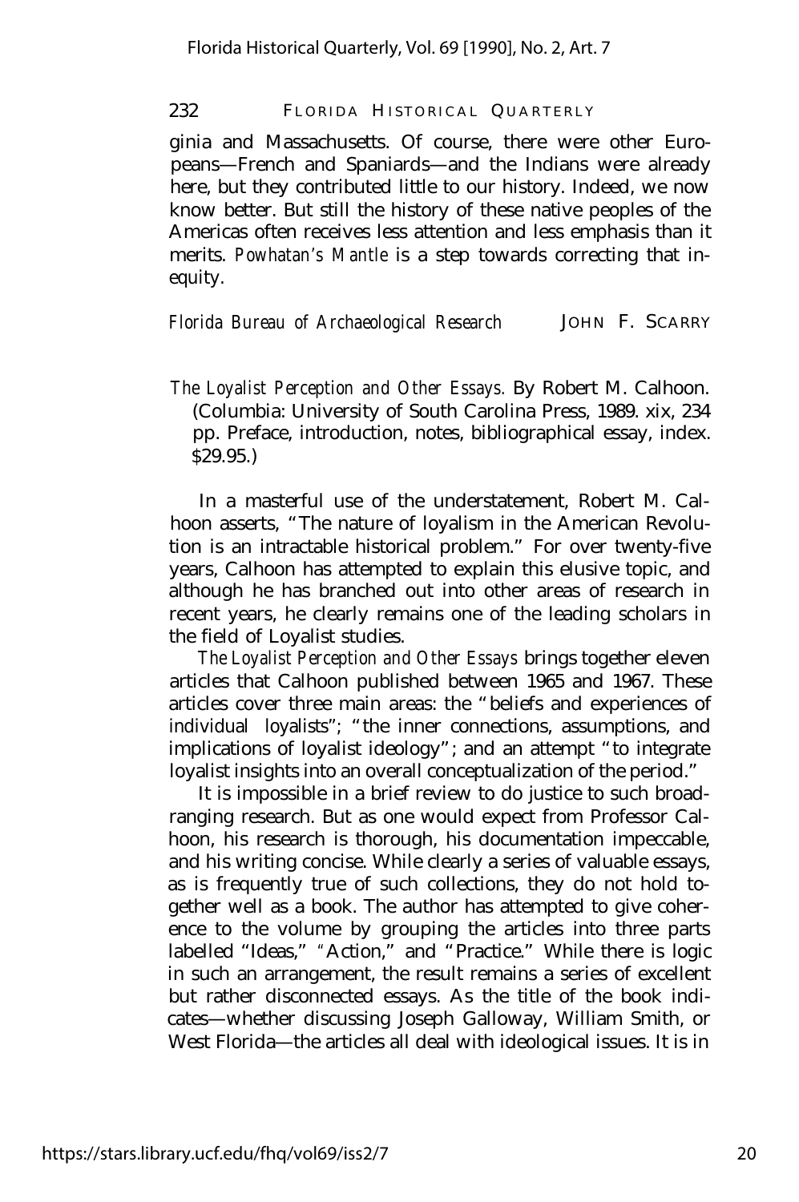ginia and Massachusetts. Of course, there were other Europeans—French and Spaniards—and the Indians were already here, but they contributed little to our history. Indeed, we now know better. But still the history of these native peoples of the Americas often receives less attention and less emphasis than it merits. *Powhatan's Mantle* is a step towards correcting that inequity.

*Florida Bureau of Archaeological Research* JOHN F. SCARRY

*The Loyalist Perception and Other Essays.* By Robert M. Calhoon. (Columbia: University of South Carolina Press, 1989. xix, 234 pp. Preface, introduction, notes, bibliographical essay, index. $29.95.)

In a masterful use of the understatement, Robert M. Calhoon asserts, "The nature of loyalism in the American Revolution is an intractable historical problem." For over twenty-five years, Calhoon has attempted to explain this elusive topic, and although he has branched out into other areas of research in recent years, he clearly remains one of the leading scholars in the field of Loyalist studies.

*The Loyalist Perception and Other Essays* brings together eleven articles that Calhoon published between 1965 and 1967. These articles cover three main areas: the "beliefs and experiences of individual loyalists"; "the inner connections, assumptions, and implications of loyalist ideology"; and an attempt "to integrate loyalist insights into an overall conceptualization of the period."

It is impossible in a brief review to do justice to such broad-ranging research. But as one would expect from Professor Calhoon, his research is thorough, his documentation impeccable, and his writing concise. While clearly a series of valuable essays, as is frequently true of such collections, they do not hold together well as a book. The author has attempted to give coherence to the volume by grouping the articles into three parts labelled "Ideas," "Action," and "Practice." While there is logic in such an arrangement, the result remains a series of excellent but rather disconnected essays. As the title of the book indicates—whether discussing Joseph Galloway, William Smith, or West Florida—the articles all deal with ideological issues. It is in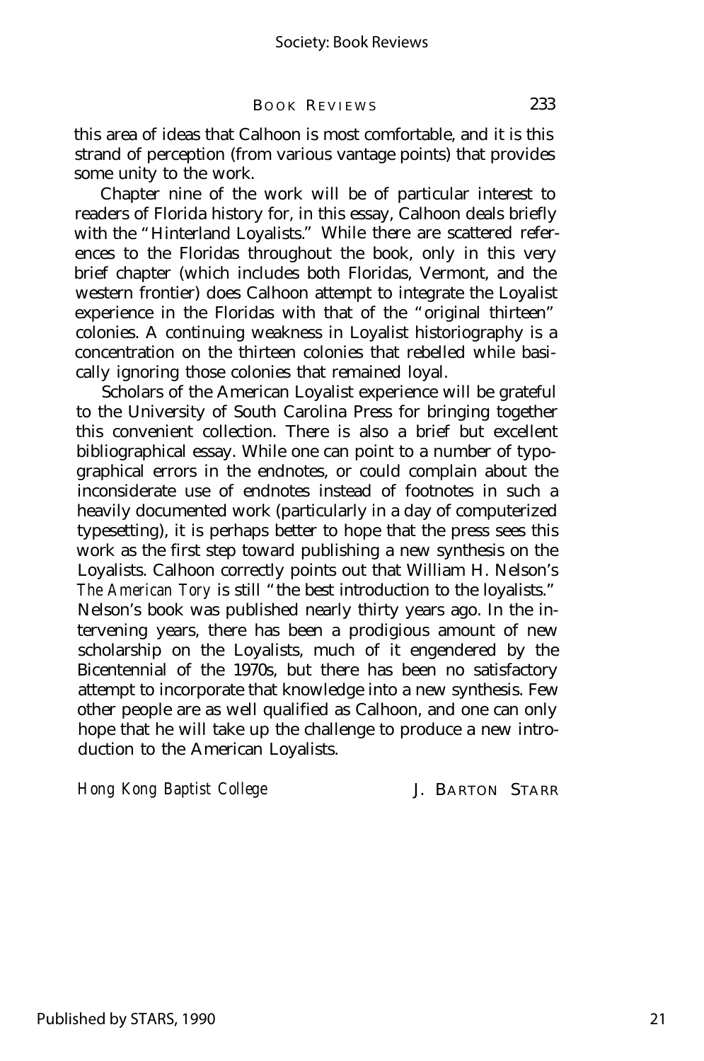this area of ideas that Calhoon is most comfortable, and it is this strand of perception (from various vantage points) that provides some unity to the work.

Chapter nine of the work will be of particular interest to readers of Florida history for, in this essay, Calhoon deals briefly with the "Hinterland Loyalists." While there are scattered references to the Floridas throughout the book, only in this very brief chapter (which includes both Floridas, Vermont, and the western frontier) does Calhoon attempt to integrate the Loyalist experience in the Floridas with that of the "original thirteen" colonies. A continuing weakness in Loyalist historiography is a concentration on the thirteen colonies that rebelled while basically ignoring those colonies that remained loyal.

Scholars of the American Loyalist experience will be grateful to the University of South Carolina Press for bringing together this convenient collection. There is also a brief but excellent bibliographical essay. While one can point to a number of typographical errors in the endnotes, or could complain about the inconsiderate use of endnotes instead of footnotes in such a heavily documented work (particularly in a day of computerized typesetting), it is perhaps better to hope that the press sees this work as the first step toward publishing a new synthesis on the Loyalists. Calhoon correctly points out that William H. Nelson's *The American Tory* is still "the best introduction to the loyalists." Nelson's book was published nearly thirty years ago. In the intervening years, there has been a prodigious amount of new scholarship on the Loyalists, much of it engendered by the Bicentennial of the 1970s, but there has been no satisfactory attempt to incorporate that knowledge into a new synthesis. Few other people are as well qualified as Calhoon, and one can only hope that he will take up the challenge to produce a new introduction to the American Loyalists.

*Hong Kong Baptist College* J. BARTON STARR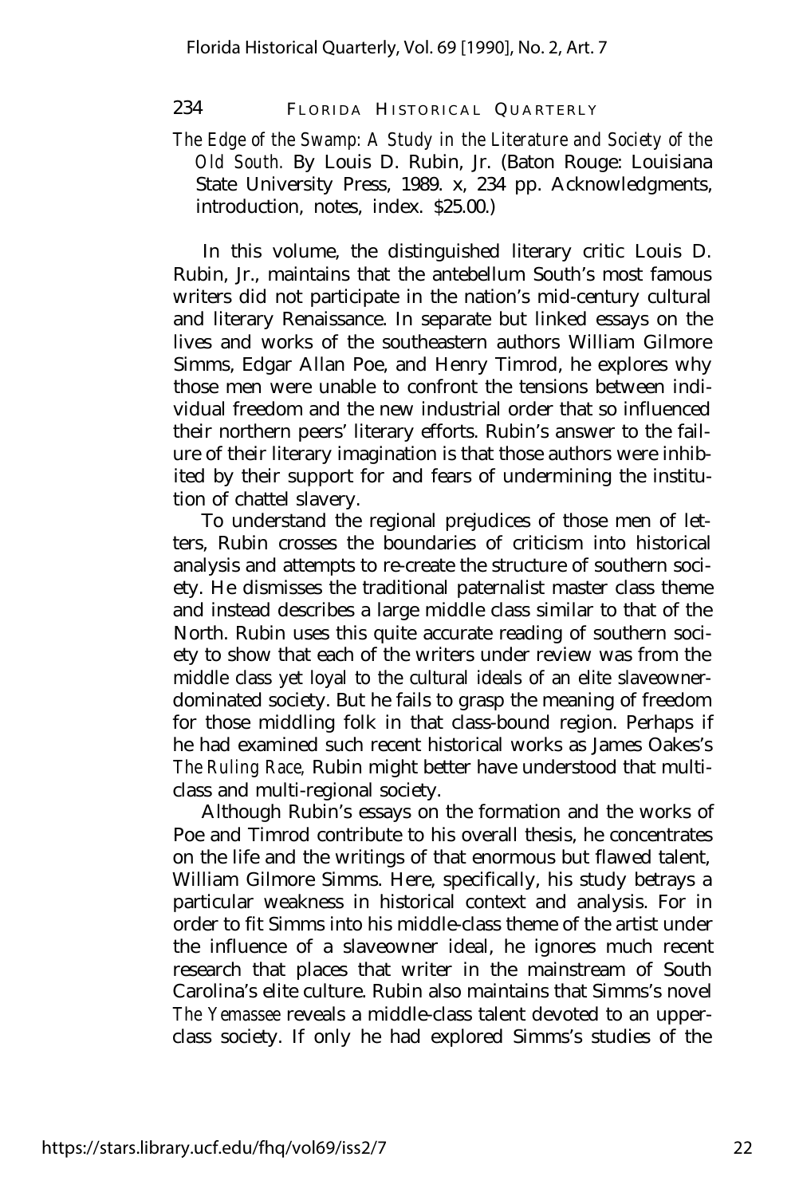*The Edge of the Swamp: A Study in the Literature and Society of the Old South.* By Louis D. Rubin, Jr. (Baton Rouge: Louisiana State University Press, 1989. x, 234 pp. Acknowledgments, introduction, notes, index. $25.00.)

In this volume, the distinguished literary critic Louis D. Rubin, Jr., maintains that the antebellum South's most famous writers did not participate in the nation's mid-century cultural and literary Renaissance. In separate but linked essays on the lives and works of the southeastern authors William Gilmore Simms, Edgar Allan Poe, and Henry Timrod, he explores why those men were unable to confront the tensions between individual freedom and the new industrial order that so influenced their northern peers' literary efforts. Rubin's answer to the failure of their literary imagination is that those authors were inhibited by their support for and fears of undermining the institution of chattel slavery.

To understand the regional prejudices of those men of letters, Rubin crosses the boundaries of criticism into historical analysis and attempts to re-create the structure of southern society. He dismisses the traditional paternalist master class theme and instead describes a large middle class similar to that of the North. Rubin uses this quite accurate reading of southern society to show that each of the writers under review was from the middle class yet loyal to the cultural ideals of an elite slaveowner-dominated society. But he fails to grasp the meaning of freedom for those middling folk in that class-bound region. Perhaps if he had examined such recent historical works as James Oakes's *The Ruling Race,* Rubin might better have understood that multi-class and multi-regional society.

Although Rubin's essays on the formation and the works of Poe and Timrod contribute to his overall thesis, he concentrates on the life and the writings of that enormous but flawed talent, William Gilmore Simms. Here, specifically, his study betrays a particular weakness in historical context and analysis. For in order to fit Simms into his middle-class theme of the artist under the influence of a slaveowner ideal, he ignores much recent research that places that writer in the mainstream of South Carolina's elite culture. Rubin also maintains that Simms's novel *The Yemassee* reveals a middle-class talent devoted to an upper-class society. If only he had explored Simms's studies of the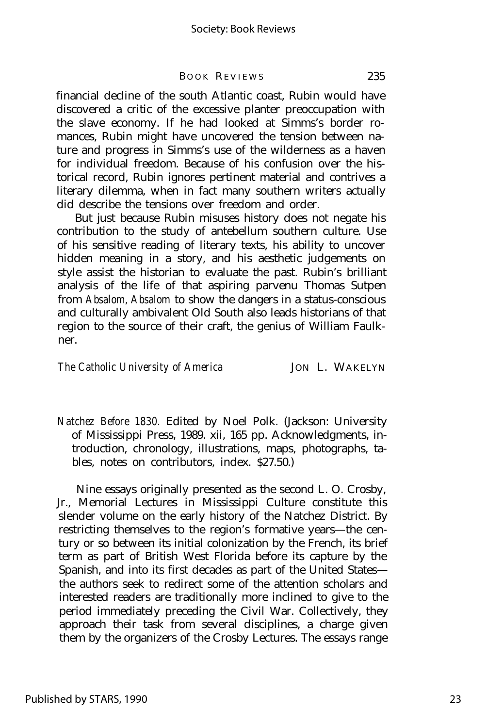financial decline of the south Atlantic coast, Rubin would have discovered a critic of the excessive planter preoccupation with the slave economy. If he had looked at Simms's border romances, Rubin might have uncovered the tension between nature and progress in Simms's use of the wilderness as a haven for individual freedom. Because of his confusion over the historical record, Rubin ignores pertinent material and contrives a literary dilemma, when in fact many southern writers actually did describe the tensions over freedom and order.

But just because Rubin misuses history does not negate his contribution to the study of antebellum southern culture. Use of his sensitive reading of literary texts, his ability to uncover hidden meaning in a story, and his aesthetic judgements on style assist the historian to evaluate the past. Rubin's brilliant analysis of the life of that aspiring parvenu Thomas Sutpen from *Absalom, Absalom* to show the dangers in a status-conscious and culturally ambivalent Old South also leads historians of that region to the source of their craft, the genius of William Faulkner.

*The Catholic University of America* JON L. WAKELYN

*Natchez Before 1830.* Edited by Noel Polk. (Jackson: University of Mississippi Press, 1989. xii, 165 pp. Acknowledgments, introduction, chronology, illustrations, maps, photographs, tables, notes on contributors, index. $27.50.)

Nine essays originally presented as the second L. O. Crosby, Jr., Memorial Lectures in Mississippi Culture constitute this slender volume on the early history of the Natchez District. By restricting themselves to the region's formative years—the century or so between its initial colonization by the French, its brief term as part of British West Florida before its capture by the Spanish, and into its first decades as part of the United States—the authors seek to redirect some of the attention scholars and interested readers are traditionally more inclined to give to the period immediately preceding the Civil War. Collectively, they approach their task from several disciplines, a charge given them by the organizers of the Crosby Lectures. The essays range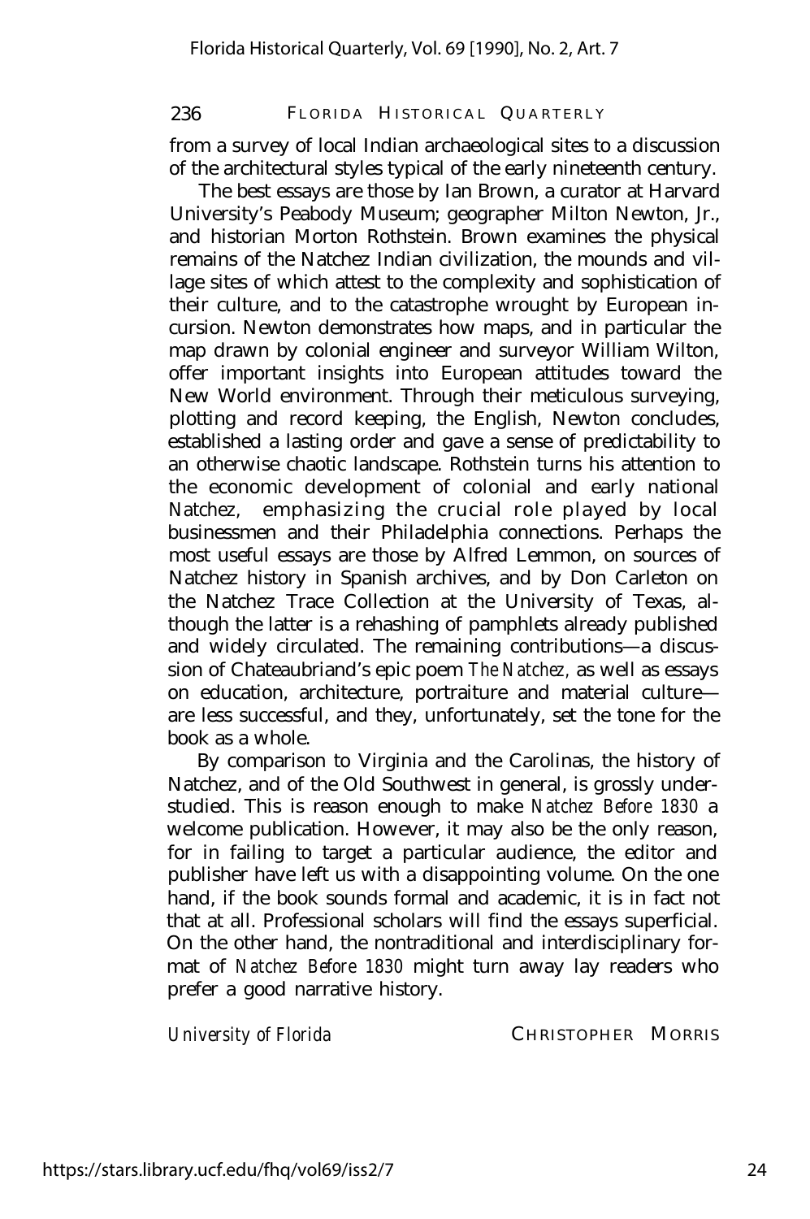from a survey of local Indian archaeological sites to a discussion of the architectural styles typical of the early nineteenth century.

The best essays are those by Ian Brown, a curator at Harvard University's Peabody Museum; geographer Milton Newton, Jr., and historian Morton Rothstein. Brown examines the physical remains of the Natchez Indian civilization, the mounds and village sites of which attest to the complexity and sophistication of their culture, and to the catastrophe wrought by European incursion. Newton demonstrates how maps, and in particular the map drawn by colonial engineer and surveyor William Wilton, offer important insights into European attitudes toward the New World environment. Through their meticulous surveying, plotting and record keeping, the English, Newton concludes, established a lasting order and gave a sense of predictability to an otherwise chaotic landscape. Rothstein turns his attention to the economic development of colonial and early national Natchez, emphasizing the crucial role played by local businessmen and their Philadelphia connections. Perhaps the most useful essays are those by Alfred Lemmon, on sources of Natchez history in Spanish archives, and by Don Carleton on the Natchez Trace Collection at the University of Texas, although the latter is a rehashing of pamphlets already published and widely circulated. The remaining contributions—a discussion of Chateaubriand's epic poem *The Natchez,* as well as essays on education, architecture, portraiture and material culture—are less successful, and they, unfortunately, set the tone for the book as a whole.

By comparison to Virginia and the Carolinas, the history of Natchez, and of the Old Southwest in general, is grossly understudied. This is reason enough to make *Natchez Before 1830* a welcome publication. However, it may also be the only reason, for in failing to target a particular audience, the editor and publisher have left us with a disappointing volume. On the one hand, if the book sounds formal and academic, it is in fact not that at all. Professional scholars will find the essays superficial. On the other hand, the nontraditional and interdisciplinary format of *Natchez Before 1830* might turn away lay readers who prefer a good narrative history.

*University of Florida* CHRISTOPHER MORRIS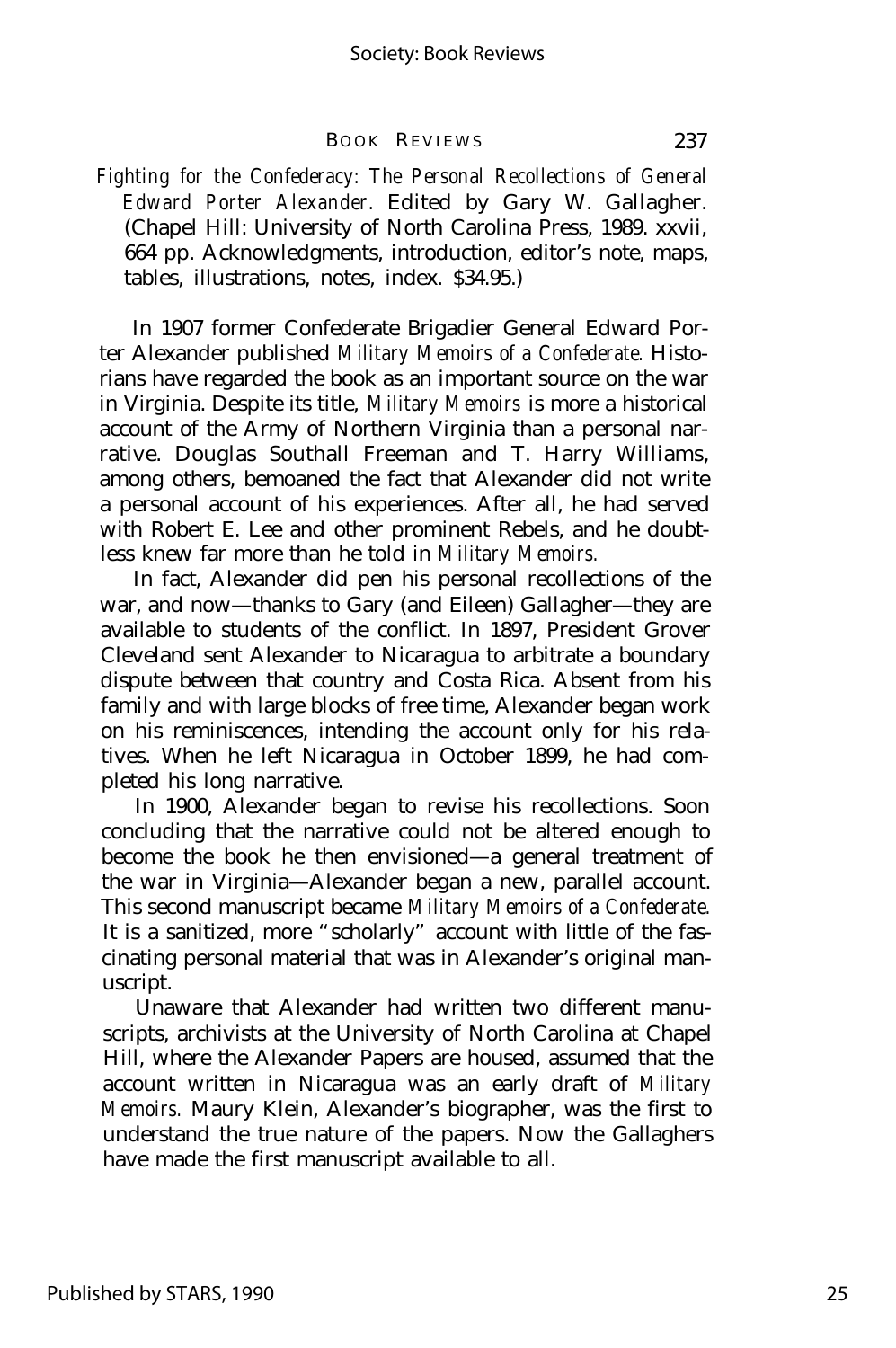*Fighting for the Confederacy: The Personal Recollections of General Edward Porter Alexander.* Edited by Gary W. Gallagher. (Chapel Hill: University of North Carolina Press, 1989. xxvii, 664 pp. Acknowledgments, introduction, editor's note, maps, tables, illustrations, notes, index. $34.95.)

In 1907 former Confederate Brigadier General Edward Porter Alexander published *Military Memoirs of a Confederate.* Historians have regarded the book as an important source on the war in Virginia. Despite its title, *Military Memoirs* is more a historical account of the Army of Northern Virginia than a personal narrative. Douglas Southall Freeman and T. Harry Williams, among others, bemoaned the fact that Alexander did not write a personal account of his experiences. After all, he had served with Robert E. Lee and other prominent Rebels, and he doubtless knew far more than he told in *Military Memoirs.*

In fact, Alexander did pen his personal recollections of the war, and now—thanks to Gary (and Eileen) Gallagher—they are available to students of the conflict. In 1897, President Grover Cleveland sent Alexander to Nicaragua to arbitrate a boundary dispute between that country and Costa Rica. Absent from his family and with large blocks of free time, Alexander began work on his reminiscences, intending the account only for his relatives. When he left Nicaragua in October 1899, he had completed his long narrative.

In 1900, Alexander began to revise his recollections. Soon concluding that the narrative could not be altered enough to become the book he then envisioned—a general treatment of the war in Virginia—Alexander began a new, parallel account. This second manuscript became *Military Memoirs of a Confederate.* It is a sanitized, more "scholarly" account with little of the fascinating personal material that was in Alexander's original manuscript.

Unaware that Alexander had written two different manuscripts, archivists at the University of North Carolina at Chapel Hill, where the Alexander Papers are housed, assumed that the account written in Nicaragua was an early draft of *Military Memoirs.* Maury Klein, Alexander's biographer, was the first to understand the true nature of the papers. Now the Gallaghers have made the first manuscript available to all.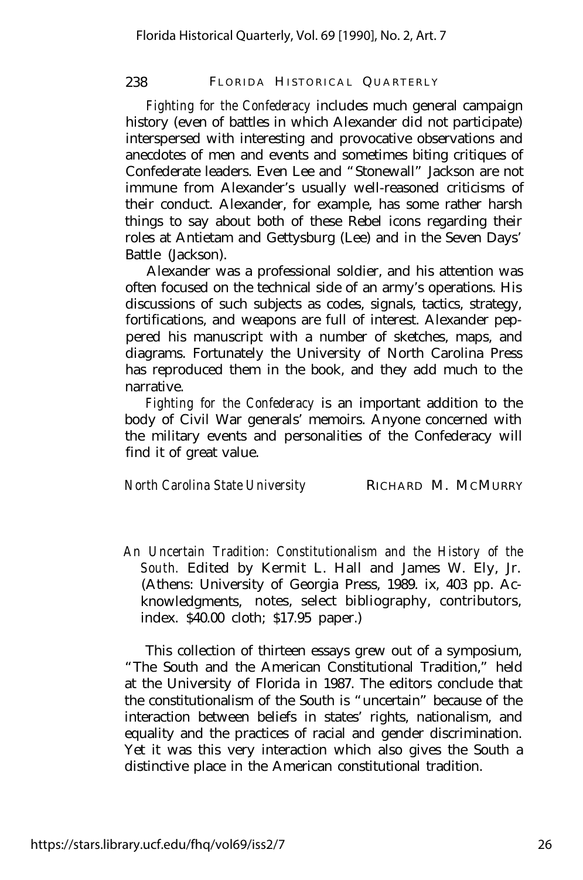*Fighting for the Confederacy* includes much general campaign history (even of battles in which Alexander did not participate) interspersed with interesting and provocative observations and anecdotes of men and events and sometimes biting critiques of Confederate leaders. Even Lee and "Stonewall" Jackson are not immune from Alexander's usually well-reasoned criticisms of their conduct. Alexander, for example, has some rather harsh things to say about both of these Rebel icons regarding their roles at Antietam and Gettysburg (Lee) and in the Seven Days' Battle (Jackson).

Alexander was a professional soldier, and his attention was often focused on the technical side of an army's operations. His discussions of such subjects as codes, signals, tactics, strategy, fortifications, and weapons are full of interest. Alexander peppered his manuscript with a number of sketches, maps, and diagrams. Fortunately the University of North Carolina Press has reproduced them in the book, and they add much to the narrative.

*Fighting for the Confederacy* is an important addition to the body of Civil War generals' memoirs. Anyone concerned with the military events and personalities of the Confederacy will find it of great value.

*North Carolina State University* RICHARD M. MCMURRY

*An Uncertain Tradition: Constitutionalism and the History of the South.* Edited by Kermit L. Hall and James W. Ely, Jr. (Athens: University of Georgia Press, 1989. ix, 403 pp. Acknowledgments, notes, select bibliography, contributors, index. $40.00 cloth; $17.95 paper.)

This collection of thirteen essays grew out of a symposium, "The South and the American Constitutional Tradition," held at the University of Florida in 1987. The editors conclude that the constitutionalism of the South is "uncertain" because of the interaction between beliefs in states' rights, nationalism, and equality and the practices of racial and gender discrimination. Yet it was this very interaction which also gives the South a distinctive place in the American constitutional tradition.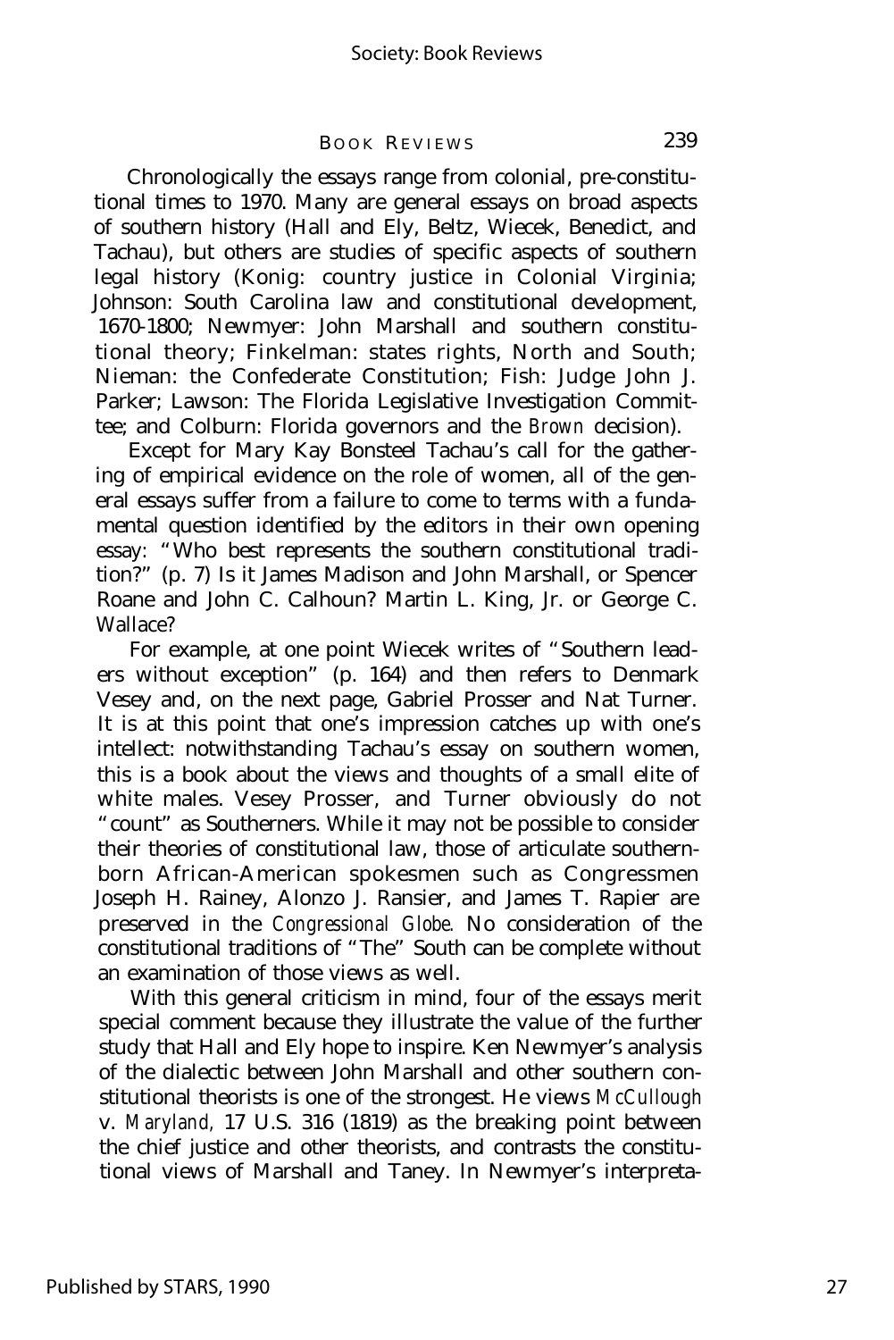Chronologically the essays range from colonial, pre-constitutional times to 1970. Many are general essays on broad aspects of southern history (Hall and Ely, Beltz, Wiecek, Benedict, and Tachau), but others are studies of specific aspects of southern legal history (Konig: country justice in Colonial Virginia; Johnson: South Carolina law and constitutional development, 1670-1800; Newmyer: John Marshall and southern constitutional theory; Finkelman: states rights, North and South; Nieman: the Confederate Constitution; Fish: Judge John J. Parker; Lawson: The Florida Legislative Investigation Committee; and Colburn: Florida governors and the *Brown* decision).

Except for Mary Kay Bonsteel Tachau's call for the gathering of empirical evidence on the role of women, all of the general essays suffer from a failure to come to terms with a fundamental question identified by the editors in their own opening essay: "Who best represents the southern constitutional tradition?" (p. 7) Is it James Madison and John Marshall, or Spencer Roane and John C. Calhoun? Martin L. King, Jr. or George C. Wallace?

For example, at one point Wiecek writes of "Southern leaders without exception" (p. 164) and then refers to Denmark Vesey and, on the next page, Gabriel Prosser and Nat Turner. It is at this point that one's impression catches up with one's intellect: notwithstanding Tachau's essay on southern women, this is a book about the views and thoughts of a small elite of white males. Vesey Prosser, and Turner obviously do not "count" as Southerners. While it may not be possible to consider their theories of constitutional law, those of articulate southern-born African-American spokesmen such as Congressmen Joseph H. Rainey, Alonzo J. Ransier, and James T. Rapier are preserved in the *Congressional Globe.* No consideration of the constitutional traditions of "The" South can be complete without an examination of those views as well.

With this general criticism in mind, four of the essays merit special comment because they illustrate the value of the further study that Hall and Ely hope to inspire. Ken Newmyer's analysis of the dialectic between John Marshall and other southern constitutional theorists is one of the strongest. He views *McCullough* v. *Maryland,* 17 U.S. 316 (1819) as the breaking point between the chief justice and other theorists, and contrasts the constitutional views of Marshall and Taney. In Newmyer's interpreta-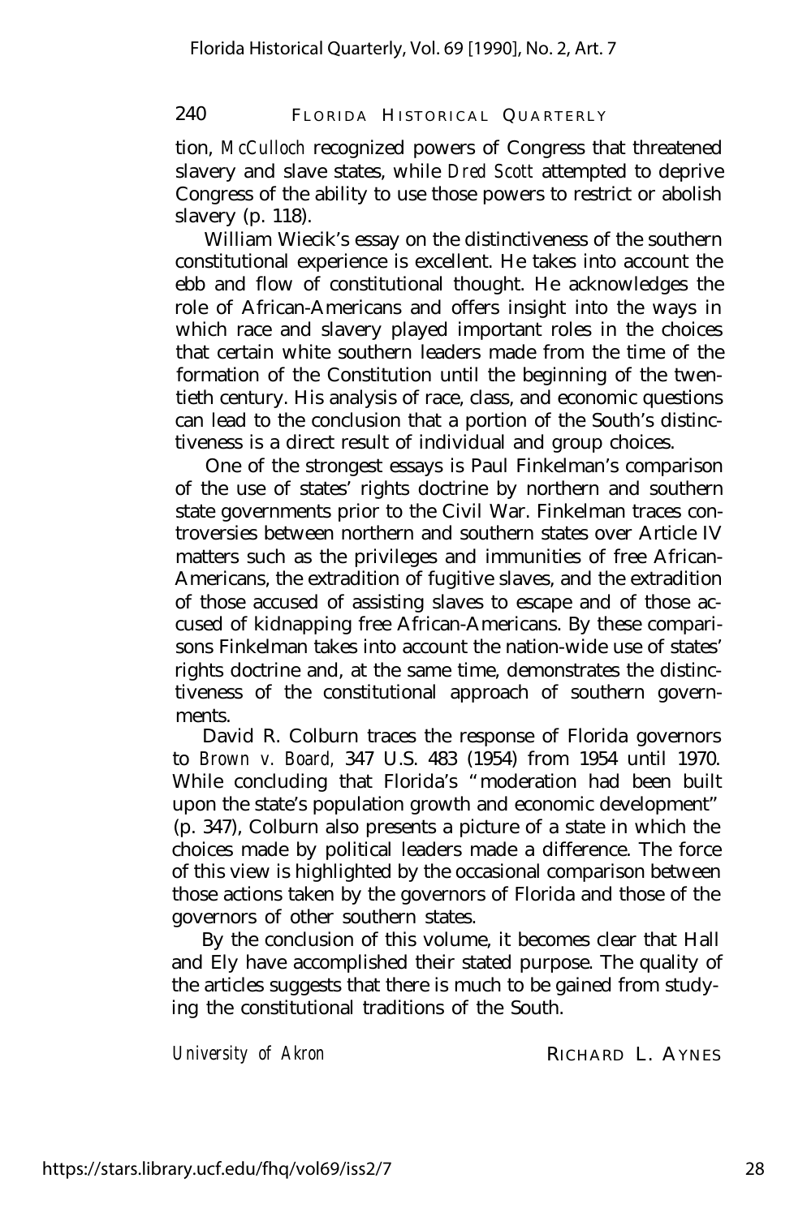tion, *McCulloch* recognized powers of Congress that threatened slavery and slave states, while *Dred Scott* attempted to deprive Congress of the ability to use those powers to restrict or abolish slavery (p. 118).

William Wiecik's essay on the distinctiveness of the southern constitutional experience is excellent. He takes into account the ebb and flow of constitutional thought. He acknowledges the role of African-Americans and offers insight into the ways in which race and slavery played important roles in the choices that certain white southern leaders made from the time of the formation of the Constitution until the beginning of the twentieth century. His analysis of race, class, and economic questions can lead to the conclusion that a portion of the South's distinctiveness is a direct result of individual and group choices.

One of the strongest essays is Paul Finkelman's comparison of the use of states' rights doctrine by northern and southern state governments prior to the Civil War. Finkelman traces controversies between northern and southern states over Article IV matters such as the privileges and immunities of free African-Americans, the extradition of fugitive slaves, and the extradition of those accused of assisting slaves to escape and of those accused of kidnapping free African-Americans. By these comparisons Finkelman takes into account the nation-wide use of states' rights doctrine and, at the same time, demonstrates the distinctiveness of the constitutional approach of southern governments.

David R. Colburn traces the response of Florida governors to *Brown v. Board,* 347 U.S. 483 (1954) from 1954 until 1970. While concluding that Florida's "moderation had been built upon the state's population growth and economic development" (p. 347), Colburn also presents a picture of a state in which the choices made by political leaders made a difference. The force of this view is highlighted by the occasional comparison between those actions taken by the governors of Florida and those of the governors of other southern states.

By the conclusion of this volume, it becomes clear that Hall and Ely have accomplished their stated purpose. The quality of the articles suggests that there is much to be gained from studying the constitutional traditions of the South.

*University of Akron* RICHARD L. AYNES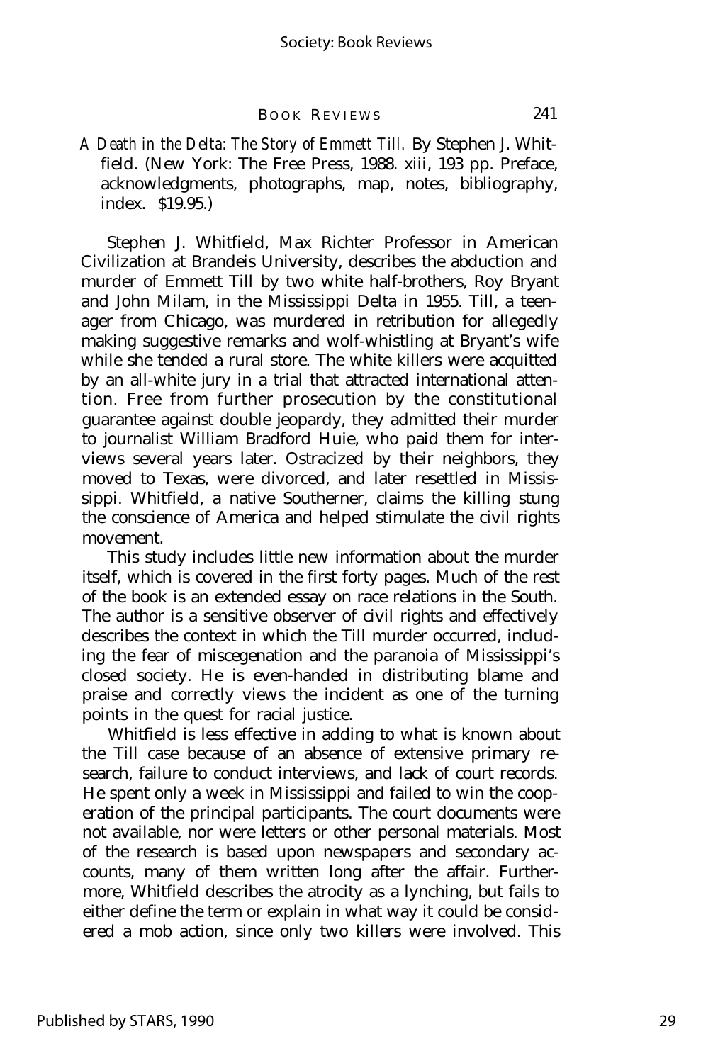*A Death in the Delta: The Story of Emmett Till.* By Stephen J. Whitfield. (New York: The Free Press, 1988. xiii, 193 pp. Preface, acknowledgments, photographs, map, notes, bibliography, index. $19.95.)

Stephen J. Whitfield, Max Richter Professor in American Civilization at Brandeis University, describes the abduction and murder of Emmett Till by two white half-brothers, Roy Bryant and John Milam, in the Mississippi Delta in 1955. Till, a teenager from Chicago, was murdered in retribution for allegedly making suggestive remarks and wolf-whistling at Bryant's wife while she tended a rural store. The white killers were acquitted by an all-white jury in a trial that attracted international attention. Free from further prosecution by the constitutional guarantee against double jeopardy, they admitted their murder to journalist William Bradford Huie, who paid them for interviews several years later. Ostracized by their neighbors, they moved to Texas, were divorced, and later resettled in Mississippi. Whitfield, a native Southerner, claims the killing stung the conscience of America and helped stimulate the civil rights movement.

This study includes little new information about the murder itself, which is covered in the first forty pages. Much of the rest of the book is an extended essay on race relations in the South. The author is a sensitive observer of civil rights and effectively describes the context in which the Till murder occurred, including the fear of miscegenation and the paranoia of Mississippi's closed society. He is even-handed in distributing blame and praise and correctly views the incident as one of the turning points in the quest for racial justice.

Whitfield is less effective in adding to what is known about the Till case because of an absence of extensive primary research, failure to conduct interviews, and lack of court records. He spent only a week in Mississippi and failed to win the cooperation of the principal participants. The court documents were not available, nor were letters or other personal materials. Most of the research is based upon newspapers and secondary accounts, many of them written long after the affair. Furthermore, Whitfield describes the atrocity as a lynching, but fails to either define the term or explain in what way it could be considered a mob action, since only two killers were involved. This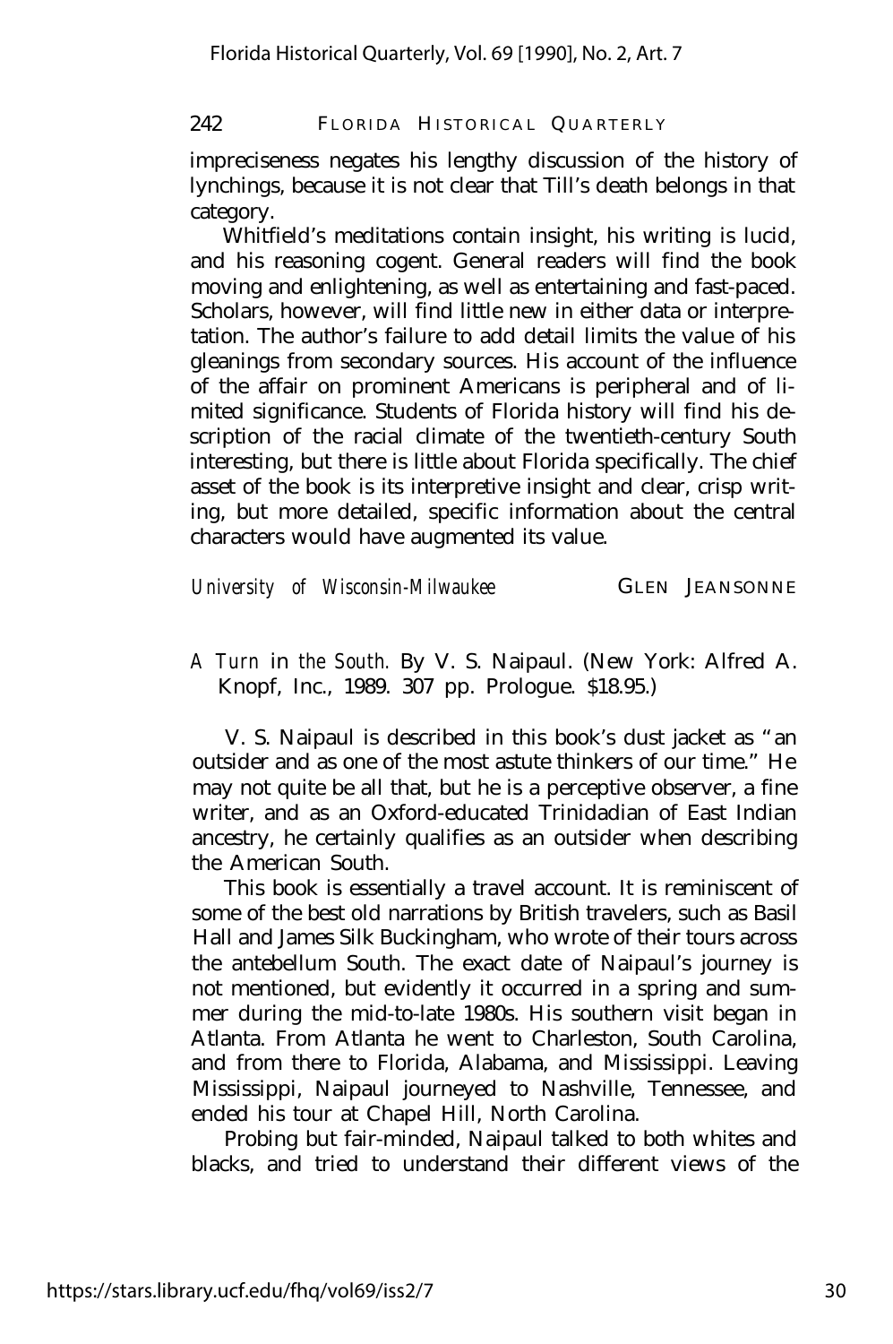impreciseness negates his lengthy discussion of the history of lynchings, because it is not clear that Till's death belongs in that category.

Whitfield's meditations contain insight, his writing is lucid, and his reasoning cogent. General readers will find the book moving and enlightening, as well as entertaining and fast-paced. Scholars, however, will find little new in either data or interpretation. The author's failure to add detail limits the value of his gleanings from secondary sources. His account of the influence of the affair on prominent Americans is peripheral and of limited significance. Students of Florida history will find his description of the racial climate of the twentieth-century South interesting, but there is little about Florida specifically. The chief asset of the book is its interpretive insight and clear, crisp writing, but more detailed, specific information about the central characters would have augmented its value.

*University of Wisconsin-Milwaukee* GLEN JEANSONNE

*A Turn in the South.* By V. S. Naipaul. (New York: Alfred A. Knopf, Inc., 1989. 307 pp. Prologue. $18.95.)

V. S. Naipaul is described in this book's dust jacket as "an outsider and as one of the most astute thinkers of our time." He may not quite be all that, but he is a perceptive observer, a fine writer, and as an Oxford-educated Trinidadian of East Indian ancestry, he certainly qualifies as an outsider when describing the American South.

This book is essentially a travel account. It is reminiscent of some of the best old narrations by British travelers, such as Basil Hall and James Silk Buckingham, who wrote of their tours across the antebellum South. The exact date of Naipaul's journey is not mentioned, but evidently it occurred in a spring and summer during the mid-to-late 1980s. His southern visit began in Atlanta. From Atlanta he went to Charleston, South Carolina, and from there to Florida, Alabama, and Mississippi. Leaving Mississippi, Naipaul journeyed to Nashville, Tennessee, and ended his tour at Chapel Hill, North Carolina.

Probing but fair-minded, Naipaul talked to both whites and blacks, and tried to understand their different views of the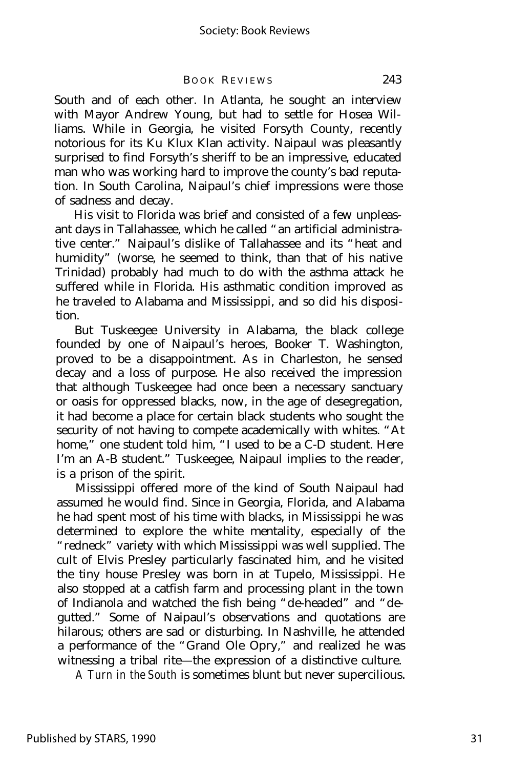South and of each other. In Atlanta, he sought an interview with Mayor Andrew Young, but had to settle for Hosea Williams. While in Georgia, he visited Forsyth County, recently notorious for its Ku Klux Klan activity. Naipaul was pleasantly surprised to find Forsyth's sheriff to be an impressive, educated man who was working hard to improve the county's bad reputation. In South Carolina, Naipaul's chief impressions were those of sadness and decay.

His visit to Florida was brief and consisted of a few unpleasant days in Tallahassee, which he called "an artificial administrative center." Naipaul's dislike of Tallahassee and its "heat and humidity" (worse, he seemed to think, than that of his native Trinidad) probably had much to do with the asthma attack he suffered while in Florida. His asthmatic condition improved as he traveled to Alabama and Mississippi, and so did his disposition.

But Tuskeegee University in Alabama, the black college founded by one of Naipaul's heroes, Booker T. Washington, proved to be a disappointment. As in Charleston, he sensed decay and a loss of purpose. He also received the impression that although Tuskeegee had once been a necessary sanctuary or oasis for oppressed blacks, now, in the age of desegregation, it had become a place for certain black students who sought the security of not having to compete academically with whites. "At home," one student told him, "I used to be a C-D student. Here I'm an A-B student." Tuskeegee, Naipaul implies to the reader, is a prison of the spirit.

Mississippi offered more of the kind of South Naipaul had assumed he would find. Since in Georgia, Florida, and Alabama he had spent most of his time with blacks, in Mississippi he was determined to explore the white mentality, especially of the "redneck" variety with which Mississippi was well supplied. The cult of Elvis Presley particularly fascinated him, and he visited the tiny house Presley was born in at Tupelo, Mississippi. He also stopped at a catfish farm and processing plant in the town of Indianola and watched the fish being "de-headed" and "de-gutted." Some of Naipaul's observations and quotations are hilarous; others are sad or disturbing. In Nashville, he attended a performance of the "Grand Ole Opry," and realized he was witnessing a tribal rite—the expression of a distinctive culture.

*A Turn in the South* is sometimes blunt but never supercilious.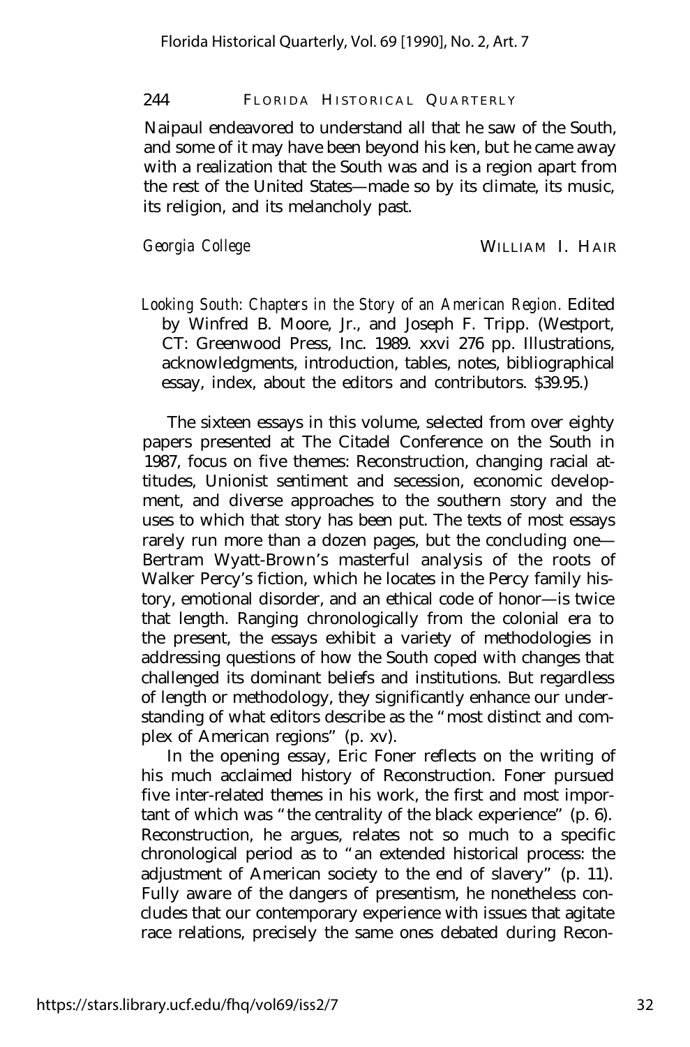Naipaul endeavored to understand all that he saw of the South, and some of it may have been beyond his ken, but he came away with a realization that the South was and is a region apart from the rest of the United States—made so by its climate, its music, its religion, and its melancholy past.

*Georgia College* WILLIAM I. HAIR

*Looking South: Chapters in the Story of an American Region.* Edited by Winfred B. Moore, Jr., and Joseph F. Tripp. (Westport, CT: Greenwood Press, Inc. 1989. xxvi 276 pp. Illustrations, acknowledgments, introduction, tables, notes, bibliographical essay, index, about the editors and contributors. $39.95.)

The sixteen essays in this volume, selected from over eighty papers presented at The Citadel Conference on the South in 1987, focus on five themes: Reconstruction, changing racial attitudes, Unionist sentiment and secession, economic development, and diverse approaches to the southern story and the uses to which that story has been put. The texts of most essays rarely run more than a dozen pages, but the concluding one—Bertram Wyatt-Brown's masterful analysis of the roots of Walker Percy's fiction, which he locates in the Percy family history, emotional disorder, and an ethical code of honor—is twice that length. Ranging chronologically from the colonial era to the present, the essays exhibit a variety of methodologies in addressing questions of how the South coped with changes that challenged its dominant beliefs and institutions. But regardless of length or methodology, they significantly enhance our understanding of what editors describe as the "most distinct and complex of American regions" (p. xv).

In the opening essay, Eric Foner reflects on the writing of his much acclaimed history of Reconstruction. Foner pursued five inter-related themes in his work, the first and most important of which was "the centrality of the black experience" (p. 6). Reconstruction, he argues, relates not so much to a specific chronological period as to "an extended historical process: the adjustment of American society to the end of slavery" (p. 11). Fully aware of the dangers of presentism, he nonetheless concludes that our contemporary experience with issues that agitate race relations, precisely the same ones debated during Recon-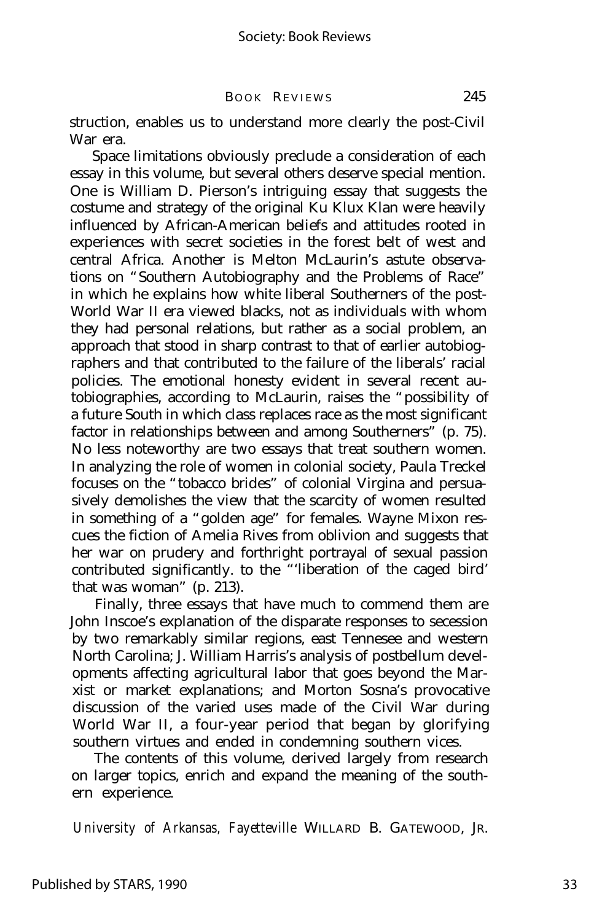struction, enables us to understand more clearly the post-Civil War era.

Space limitations obviously preclude a consideration of each essay in this volume, but several others deserve special mention. One is William D. Pierson's intriguing essay that suggests the costume and strategy of the original Ku Klux Klan were heavily influenced by African-American beliefs and attitudes rooted in experiences with secret societies in the forest belt of west and central Africa. Another is Melton McLaurin's astute observations on "Southern Autobiography and the Problems of Race" in which he explains how white liberal Southerners of the post-World War II era viewed blacks, not as individuals with whom they had personal relations, but rather as a social problem, an approach that stood in sharp contrast to that of earlier autobiographers and that contributed to the failure of the liberals' racial policies. The emotional honesty evident in several recent autobiographies, according to McLaurin, raises the "possibility of a future South in which class replaces race as the most significant factor in relationships between and among Southerners" (p. 75). No less noteworthy are two essays that treat southern women. In analyzing the role of women in colonial society, Paula Treckel focuses on the "tobacco brides" of colonial Virgina and persuasively demolishes the view that the scarcity of women resulted in something of a "golden age" for females. Wayne Mixon rescues the fiction of Amelia Rives from oblivion and suggests that her war on prudery and forthright portrayal of sexual passion contributed significantly. to the "'liberation of the caged bird' that was woman" (p. 213).

Finally, three essays that have much to commend them are John Inscoe's explanation of the disparate responses to secession by two remarkably similar regions, east Tennesee and western North Carolina; J. William Harris's analysis of postbellum developments affecting agricultural labor that goes beyond the Marxist or market explanations; and Morton Sosna's provocative discussion of the varied uses made of the Civil War during World War II, a four-year period that began by glorifying southern virtues and ended in condemning southern vices.

The contents of this volume, derived largely from research on larger topics, enrich and expand the meaning of the southern experience.

*University of Arkansas, Fayetteville* WILLARD B. GATEWOOD, JR.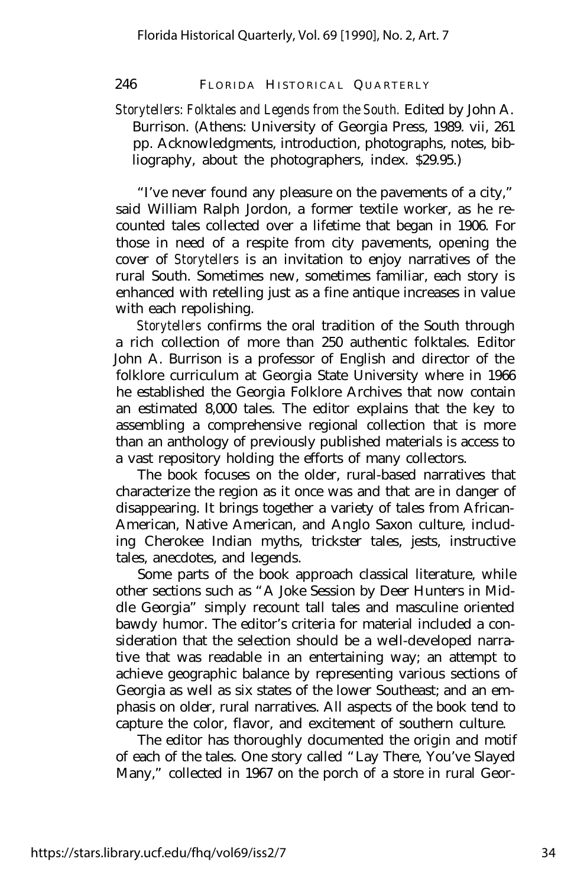*Storytellers: Folktales and Legends from the South.* Edited by John A. Burrison. (Athens: University of Georgia Press, 1989. vii, 261 pp. Acknowledgments, introduction, photographs, notes, bibliography, about the photographers, index. $29.95.)

"I've never found any pleasure on the pavements of a city," said William Ralph Jordon, a former textile worker, as he recounted tales collected over a lifetime that began in 1906. For those in need of a respite from city pavements, opening the cover of *Storytellers* is an invitation to enjoy narratives of the rural South. Sometimes new, sometimes familiar, each story is enhanced with retelling just as a fine antique increases in value with each repolishing.

*Storytellers* confirms the oral tradition of the South through a rich collection of more than 250 authentic folktales. Editor John A. Burrison is a professor of English and director of the folklore curriculum at Georgia State University where in 1966 he established the Georgia Folklore Archives that now contain an estimated 8,000 tales. The editor explains that the key to assembling a comprehensive regional collection that is more than an anthology of previously published materials is access to a vast repository holding the efforts of many collectors.

The book focuses on the older, rural-based narratives that characterize the region as it once was and that are in danger of disappearing. It brings together a variety of tales from African-American, Native American, and Anglo Saxon culture, including Cherokee Indian myths, trickster tales, jests, instructive tales, anecdotes, and legends.

Some parts of the book approach classical literature, while other sections such as "A Joke Session by Deer Hunters in Middle Georgia" simply recount tall tales and masculine oriented bawdy humor. The editor's criteria for material included a consideration that the selection should be a well-developed narrative that was readable in an entertaining way; an attempt to achieve geographic balance by representing various sections of Georgia as well as six states of the lower Southeast; and an emphasis on older, rural narratives. All aspects of the book tend to capture the color, flavor, and excitement of southern culture.

The editor has thoroughly documented the origin and motif of each of the tales. One story called "Lay There, You've Slayed Many," collected in 1967 on the porch of a store in rural Geor-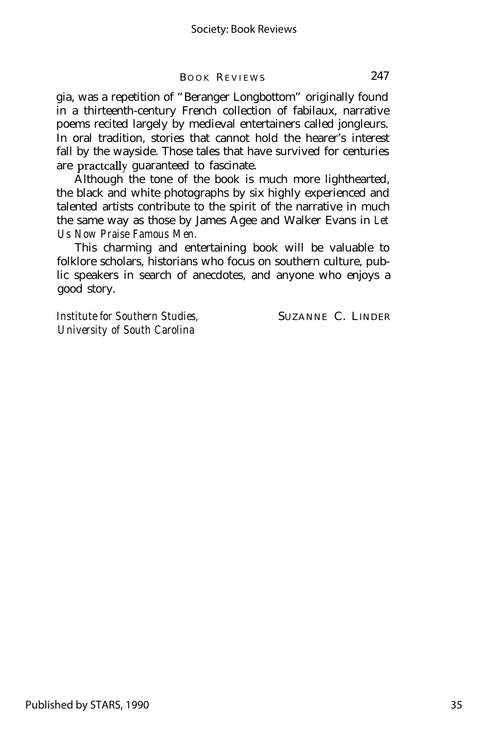gia, was a repetition of "Beranger Longbottom" originally found in a thirteenth-century French collection of fabilaux, narrative poems recited largely by medieval entertainers called jongleurs. In oral tradition, stories that cannot hold the hearer's interest fall by the wayside. Those tales that have survived for centuries are practcally guaranteed to fascinate.

Although the tone of the book is much more lighthearted, the black and white photographs by six highly experienced and talented artists contribute to the spirit of the narrative in much the same way as those by James Agee and Walker Evans in *Let Us Now Praise Famous Men.*

This charming and entertaining book will be valuable to folklore scholars, historians who focus on southern culture, public speakers in search of anecdotes, and anyone who enjoys a good story.

*Institute for Southern Studies,*
*University of South Carolina*

SUZANNE C. LINDER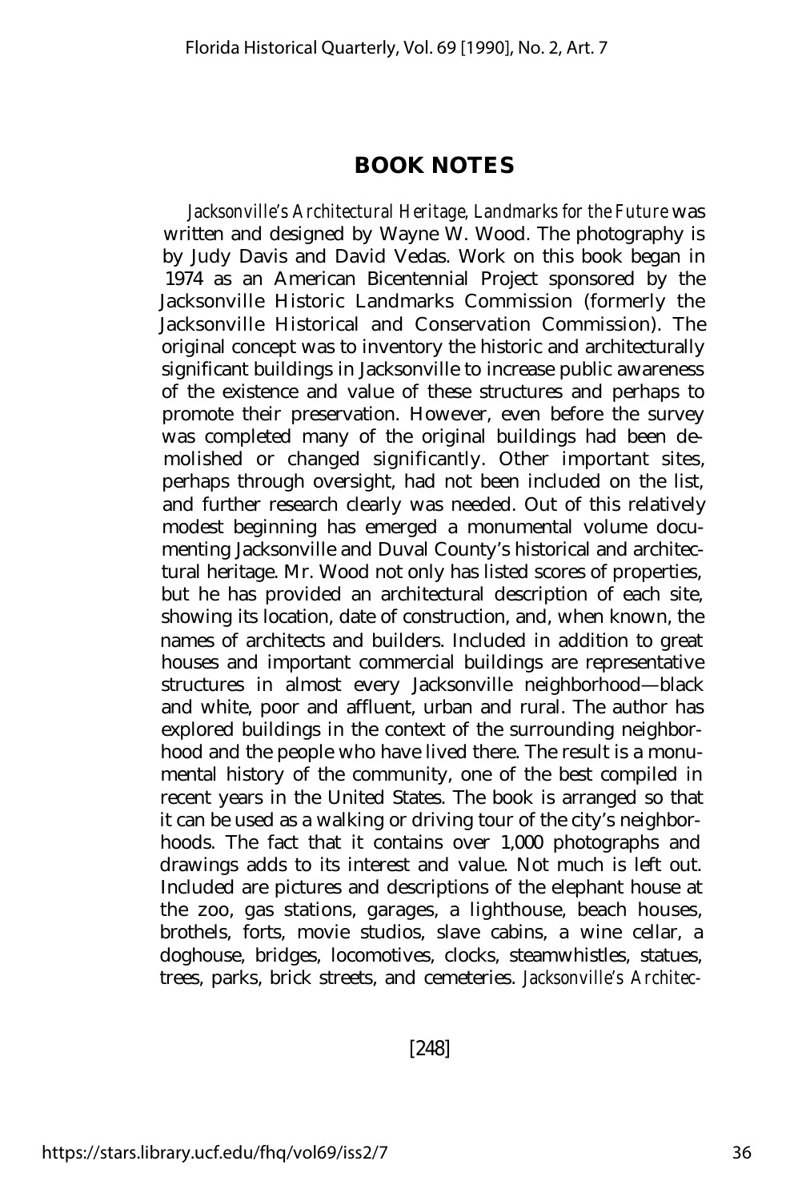## BOOK NOTES

*Jacksonville's Architectural Heritage, Landmarks for the Future* was written and designed by Wayne W. Wood. The photography is by Judy Davis and David Vedas. Work on this book began in 1974 as an American Bicentennial Project sponsored by the Jacksonville Historic Landmarks Commission (formerly the Jacksonville Historical and Conservation Commission). The original concept was to inventory the historic and architecturally significant buildings in Jacksonville to increase public awareness of the existence and value of these structures and perhaps to promote their preservation. However, even before the survey was completed many of the original buildings had been demolished or changed significantly. Other important sites, perhaps through oversight, had not been included on the list, and further research clearly was needed. Out of this relatively modest beginning has emerged a monumental volume documenting Jacksonville and Duval County's historical and architectural heritage. Mr. Wood not only has listed scores of properties, but he has provided an architectural description of each site, showing its location, date of construction, and, when known, the names of architects and builders. Included in addition to great houses and important commercial buildings are representative structures in almost every Jacksonville neighborhood—black and white, poor and affluent, urban and rural. The author has explored buildings in the context of the surrounding neighborhood and the people who have lived there. The result is a monumental history of the community, one of the best compiled in recent years in the United States. The book is arranged so that it can be used as a walking or driving tour of the city's neighborhoods. The fact that it contains over 1,000 photographs and drawings adds to its interest and value. Not much is left out. Included are pictures and descriptions of the elephant house at the zoo, gas stations, garages, a lighthouse, beach houses, brothels, forts, movie studios, slave cabins, a wine cellar, a doghouse, bridges, locomotives, clocks, steamwhistles, statues, trees, parks, brick streets, and cemeteries. *Jacksonville's Architec-*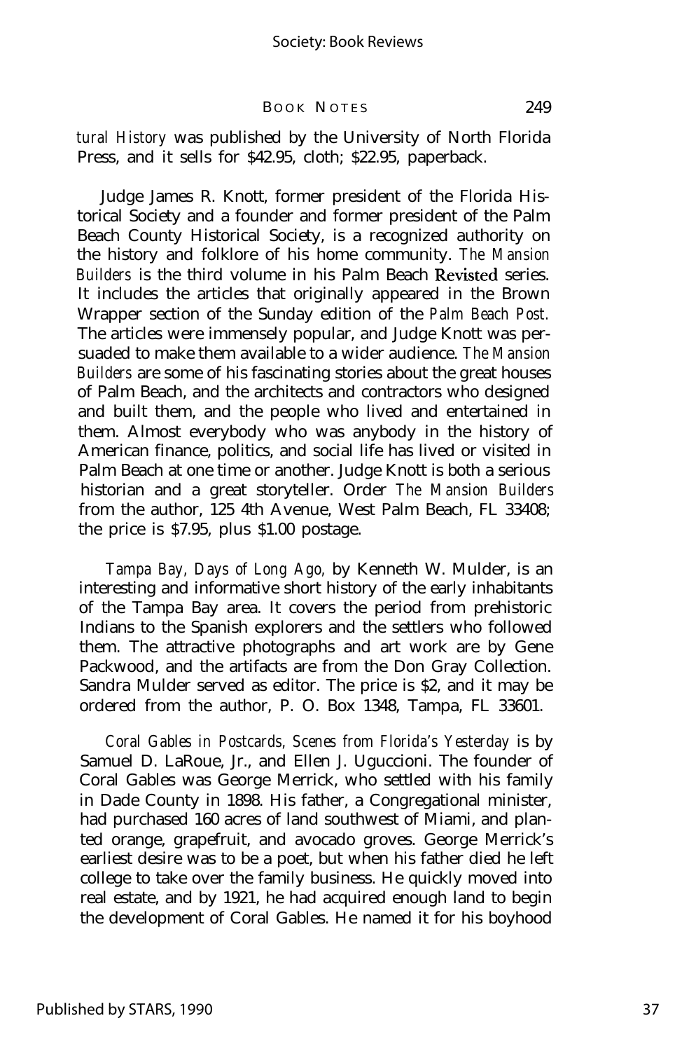*tural History* was published by the University of North Florida Press, and it sells for $42.95, cloth; $22.95, paperback.

Judge James R. Knott, former president of the Florida Historical Society and a founder and former president of the Palm Beach County Historical Society, is a recognized authority on the history and folklore of his home community. *The Mansion Builders* is the third volume in his Palm Beach Revisted series. It includes the articles that originally appeared in the Brown Wrapper section of the Sunday edition of the *Palm Beach Post.* The articles were immensely popular, and Judge Knott was persuaded to make them available to a wider audience. *The Mansion Builders* are some of his fascinating stories about the great houses of Palm Beach, and the architects and contractors who designed and built them, and the people who lived and entertained in them. Almost everybody who was anybody in the history of American finance, politics, and social life has lived or visited in Palm Beach at one time or another. Judge Knott is both a serious historian and a great storyteller. Order *The Mansion Builders* from the author, 125 4th Avenue, West Palm Beach, FL 33408; the price is $7.95, plus $1.00 postage.

*Tampa Bay, Days of Long Ago,* by Kenneth W. Mulder, is an interesting and informative short history of the early inhabitants of the Tampa Bay area. It covers the period from prehistoric Indians to the Spanish explorers and the settlers who followed them. The attractive photographs and art work are by Gene Packwood, and the artifacts are from the Don Gray Collection. Sandra Mulder served as editor. The price is $2, and it may be ordered from the author, P. O. Box 1348, Tampa, FL 33601.

*Coral Gables in Postcards, Scenes from Florida's Yesterday* is by Samuel D. LaRoue, Jr., and Ellen J. Uguccioni. The founder of Coral Gables was George Merrick, who settled with his family in Dade County in 1898. His father, a Congregational minister, had purchased 160 acres of land southwest of Miami, and planted orange, grapefruit, and avocado groves. George Merrick's earliest desire was to be a poet, but when his father died he left college to take over the family business. He quickly moved into real estate, and by 1921, he had acquired enough land to begin the development of Coral Gables. He named it for his boyhood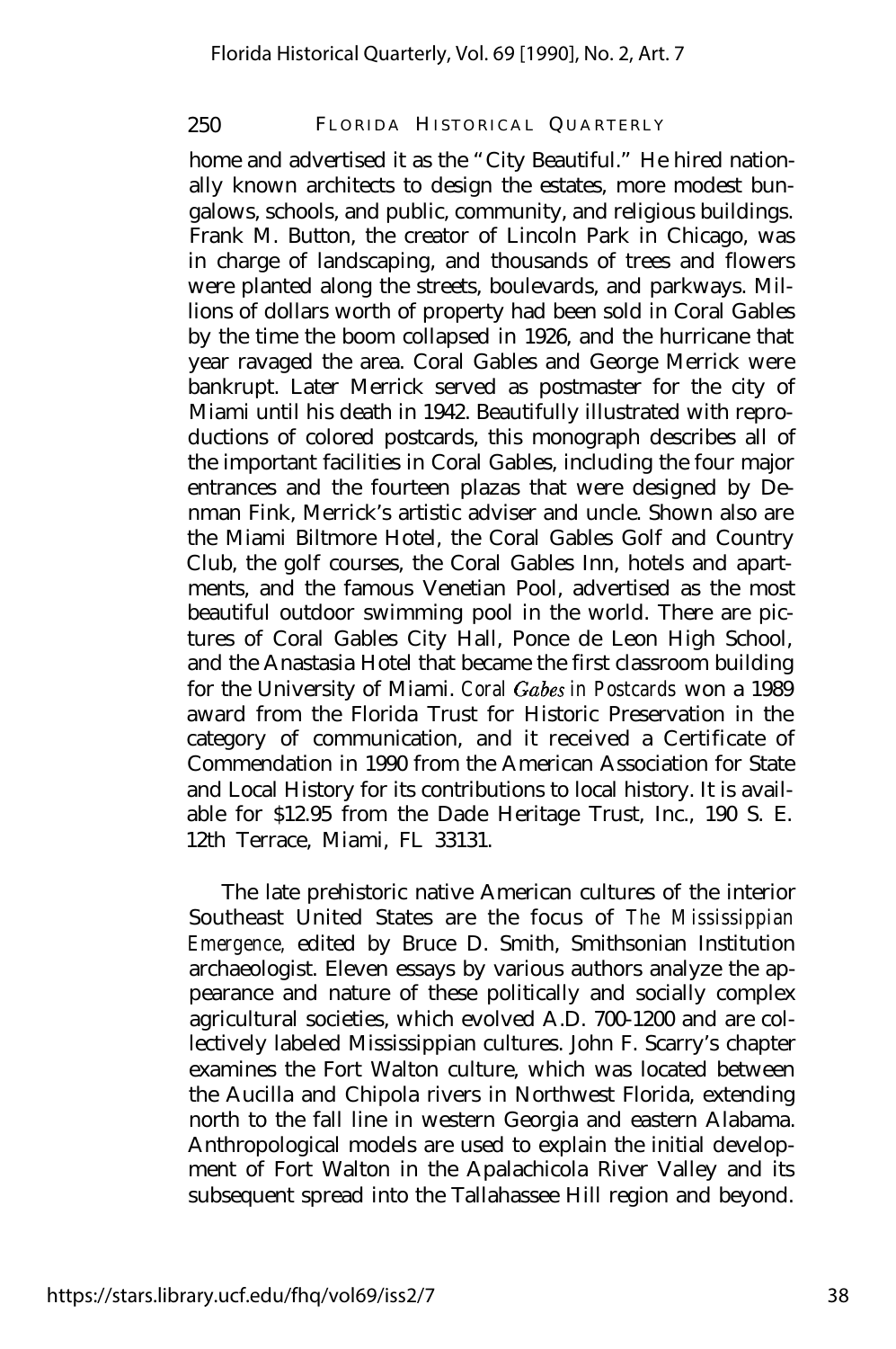home and advertised it as the "City Beautiful." He hired nationally known architects to design the estates, more modest bungalows, schools, and public, community, and religious buildings. Frank M. Button, the creator of Lincoln Park in Chicago, was in charge of landscaping, and thousands of trees and flowers were planted along the streets, boulevards, and parkways. Millions of dollars worth of property had been sold in Coral Gables by the time the boom collapsed in 1926, and the hurricane that year ravaged the area. Coral Gables and George Merrick were bankrupt. Later Merrick served as postmaster for the city of Miami until his death in 1942. Beautifully illustrated with reproductions of colored postcards, this monograph describes all of the important facilities in Coral Gables, including the four major entrances and the fourteen plazas that were designed by Denman Fink, Merrick's artistic adviser and uncle. Shown also are the Miami Biltmore Hotel, the Coral Gables Golf and Country Club, the golf courses, the Coral Gables Inn, hotels and apartments, and the famous Venetian Pool, advertised as the most beautiful outdoor swimming pool in the world. There are pictures of Coral Gables City Hall, Ponce de Leon High School, and the Anastasia Hotel that became the first classroom building for the University of Miami. *Coral Gabes in Postcards* won a 1989 award from the Florida Trust for Historic Preservation in the category of communication, and it received a Certificate of Commendation in 1990 from the American Association for State and Local History for its contributions to local history. It is available for $12.95 from the Dade Heritage Trust, Inc., 190 S. E. 12th Terrace, Miami, FL 33131.

The late prehistoric native American cultures of the interior Southeast United States are the focus of *The Mississippian Emergence,* edited by Bruce D. Smith, Smithsonian Institution archaeologist. Eleven essays by various authors analyze the appearance and nature of these politically and socially complex agricultural societies, which evolved A.D. 700-1200 and are collectively labeled Mississippian cultures. John F. Scarry's chapter examines the Fort Walton culture, which was located between the Aucilla and Chipola rivers in Northwest Florida, extending north to the fall line in western Georgia and eastern Alabama. Anthropological models are used to explain the initial development of Fort Walton in the Apalachicola River Valley and its subsequent spread into the Tallahassee Hill region and beyond.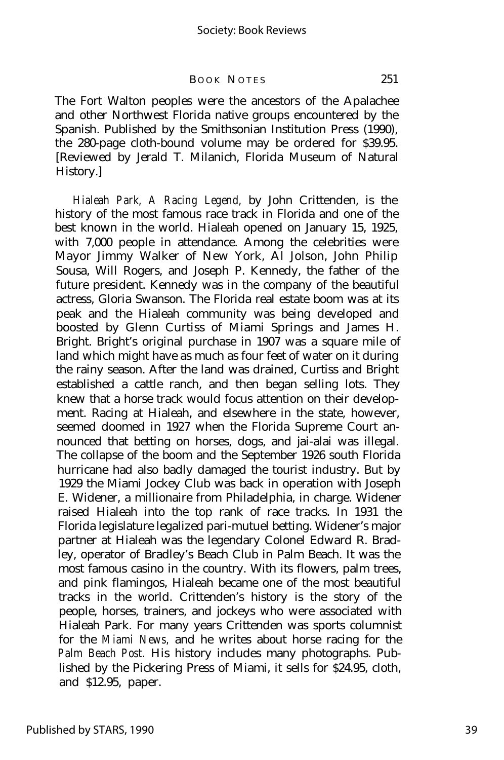The Fort Walton peoples were the ancestors of the Apalachee and other Northwest Florida native groups encountered by the Spanish. Published by the Smithsonian Institution Press (1990), the 280-page cloth-bound volume may be ordered for $39.95. [Reviewed by Jerald T. Milanich, Florida Museum of Natural History.]

*Hialeah Park, A Racing Legend,* by John Crittenden, is the history of the most famous race track in Florida and one of the best known in the world. Hialeah opened on January 15, 1925, with 7,000 people in attendance. Among the celebrities were Mayor Jimmy Walker of New York, Al Jolson, John Philip Sousa, Will Rogers, and Joseph P. Kennedy, the father of the future president. Kennedy was in the company of the beautiful actress, Gloria Swanson. The Florida real estate boom was at its peak and the Hialeah community was being developed and boosted by Glenn Curtiss of Miami Springs and James H. Bright. Bright's original purchase in 1907 was a square mile of land which might have as much as four feet of water on it during the rainy season. After the land was drained, Curtiss and Bright established a cattle ranch, and then began selling lots. They knew that a horse track would focus attention on their development. Racing at Hialeah, and elsewhere in the state, however, seemed doomed in 1927 when the Florida Supreme Court announced that betting on horses, dogs, and jai-alai was illegal. The collapse of the boom and the September 1926 south Florida hurricane had also badly damaged the tourist industry. But by 1929 the Miami Jockey Club was back in operation with Joseph E. Widener, a millionaire from Philadelphia, in charge. Widener raised Hialeah into the top rank of race tracks. In 1931 the Florida legislature legalized pari-mutuel betting. Widener's major partner at Hialeah was the legendary Colonel Edward R. Bradley, operator of Bradley's Beach Club in Palm Beach. It was the most famous casino in the country. With its flowers, palm trees, and pink flamingos, Hialeah became one of the most beautiful tracks in the world. Crittenden's history is the story of the people, horses, trainers, and jockeys who were associated with Hialeah Park. For many years Crittenden was sports columnist for the *Miami News,* and he writes about horse racing for the *Palm Beach Post.* His history includes many photographs. Published by the Pickering Press of Miami, it sells for $24.95, cloth, and $12.95, paper.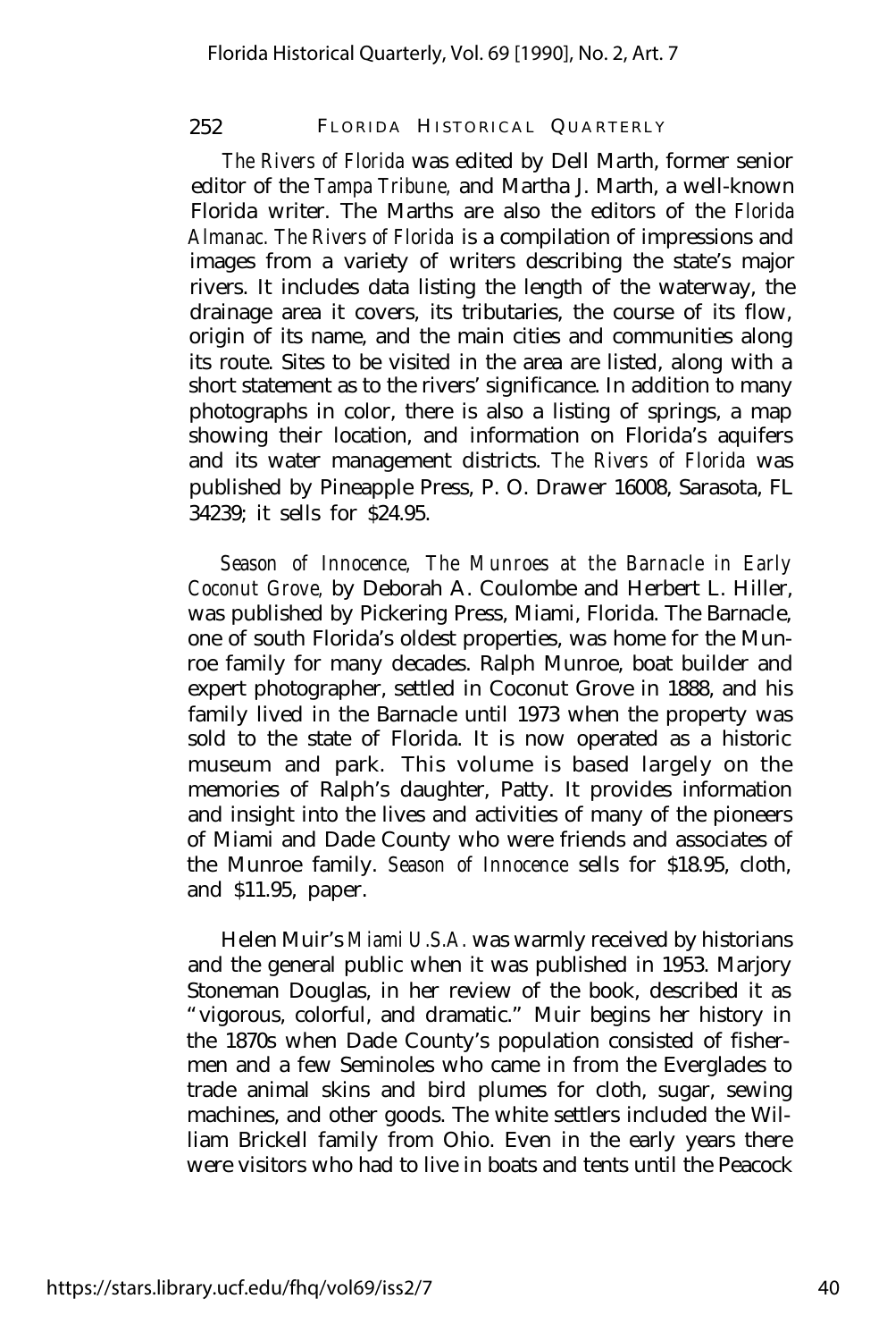*The Rivers of Florida* was edited by Dell Marth, former senior editor of the *Tampa Tribune,* and Martha J. Marth, a well-known Florida writer. The Marths are also the editors of the *Florida Almanac. The Rivers of Florida* is a compilation of impressions and images from a variety of writers describing the state's major rivers. It includes data listing the length of the waterway, the drainage area it covers, its tributaries, the course of its flow, origin of its name, and the main cities and communities along its route. Sites to be visited in the area are listed, along with a short statement as to the rivers' significance. In addition to many photographs in color, there is also a listing of springs, a map showing their location, and information on Florida's aquifers and its water management districts. *The Rivers of Florida* was published by Pineapple Press, P. O. Drawer 16008, Sarasota, FL 34239; it sells for $24.95.

*Season of Innocence, The Munroes at the Barnacle in Early Coconut Grove,* by Deborah A. Coulombe and Herbert L. Hiller, was published by Pickering Press, Miami, Florida. The Barnacle, one of south Florida's oldest properties, was home for the Munroe family for many decades. Ralph Munroe, boat builder and expert photographer, settled in Coconut Grove in 1888, and his family lived in the Barnacle until 1973 when the property was sold to the state of Florida. It is now operated as a historic museum and park. This volume is based largely on the memories of Ralph's daughter, Patty. It provides information and insight into the lives and activities of many of the pioneers of Miami and Dade County who were friends and associates of the Munroe family. *Season of Innocence* sells for $18.95, cloth, and $11.95, paper.

Helen Muir's *Miami U.S.A.* was warmly received by historians and the general public when it was published in 1953. Marjory Stoneman Douglas, in her review of the book, described it as "vigorous, colorful, and dramatic." Muir begins her history in the 1870s when Dade County's population consisted of fishermen and a few Seminoles who came in from the Everglades to trade animal skins and bird plumes for cloth, sugar, sewing machines, and other goods. The white settlers included the William Brickell family from Ohio. Even in the early years there were visitors who had to live in boats and tents until the Peacock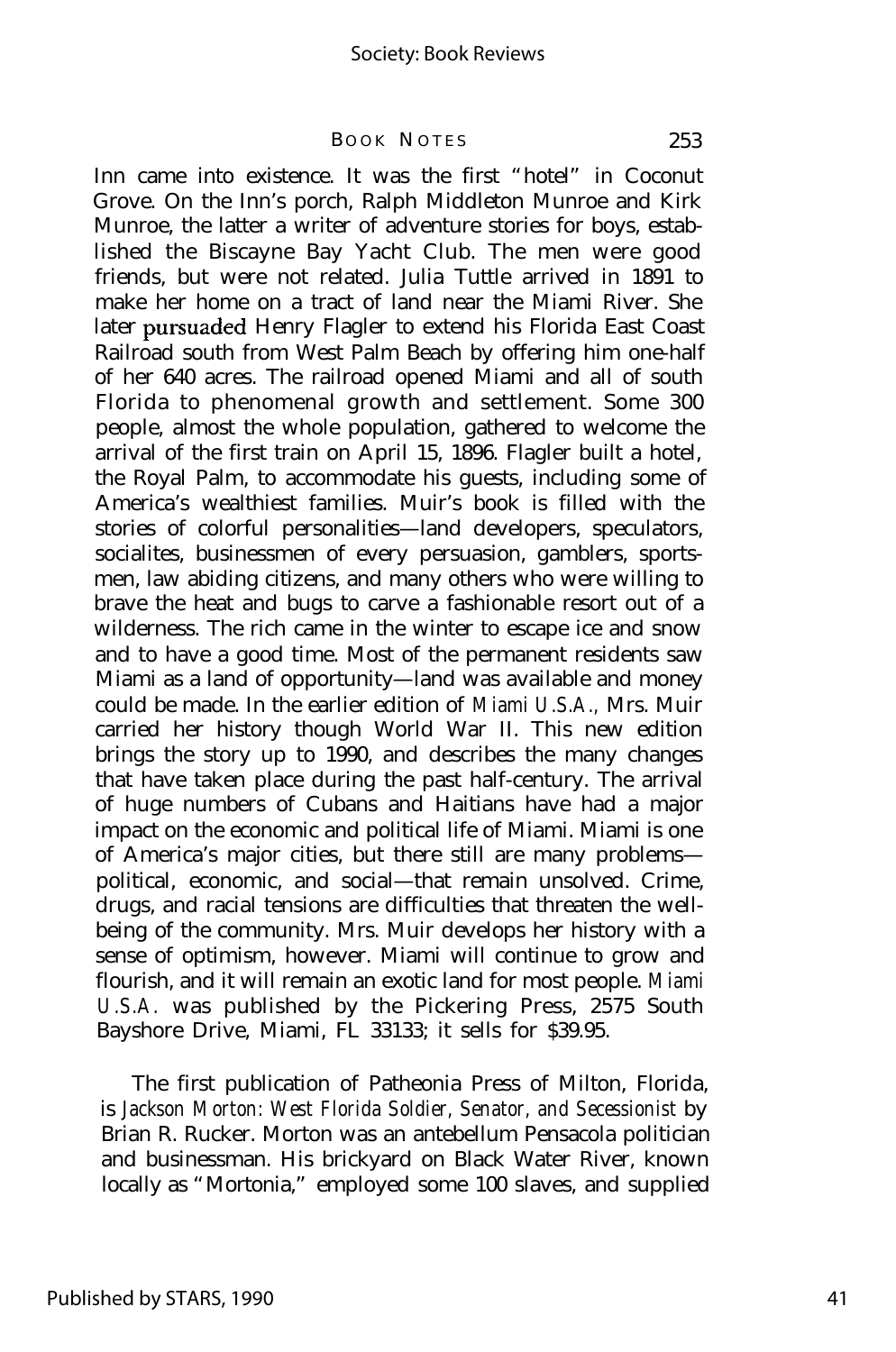Inn came into existence. It was the first "hotel" in Coconut Grove. On the Inn's porch, Ralph Middleton Munroe and Kirk Munroe, the latter a writer of adventure stories for boys, established the Biscayne Bay Yacht Club. The men were good friends, but were not related. Julia Tuttle arrived in 1891 to make her home on a tract of land near the Miami River. She later pursuaded Henry Flagler to extend his Florida East Coast Railroad south from West Palm Beach by offering him one-half of her 640 acres. The railroad opened Miami and all of south Florida to phenomenal growth and settlement. Some 300 people, almost the whole population, gathered to welcome the arrival of the first train on April 15, 1896. Flagler built a hotel, the Royal Palm, to accommodate his guests, including some of America's wealthiest families. Muir's book is filled with the stories of colorful personalities—land developers, speculators, socialites, businessmen of every persuasion, gamblers, sportsmen, law abiding citizens, and many others who were willing to brave the heat and bugs to carve a fashionable resort out of a wilderness. The rich came in the winter to escape ice and snow and to have a good time. Most of the permanent residents saw Miami as a land of opportunity—land was available and money could be made. In the earlier edition of *Miami U.S.A.,* Mrs. Muir carried her history though World War II. This new edition brings the story up to 1990, and describes the many changes that have taken place during the past half-century. The arrival of huge numbers of Cubans and Haitians have had a major impact on the economic and political life of Miami. Miami is one of America's major cities, but there still are many problems—political, economic, and social—that remain unsolved. Crime, drugs, and racial tensions are difficulties that threaten the well-being of the community. Mrs. Muir develops her history with a sense of optimism, however. Miami will continue to grow and flourish, and it will remain an exotic land for most people. *Miami U.S.A.* was published by the Pickering Press, 2575 South Bayshore Drive, Miami, FL 33133; it sells for $39.95.

The first publication of Patheonia Press of Milton, Florida, is *Jackson Morton: West Florida Soldier, Senator, and Secessionist* by Brian R. Rucker. Morton was an antebellum Pensacola politician and businessman. His brickyard on Black Water River, known locally as "Mortonia," employed some 100 slaves, and supplied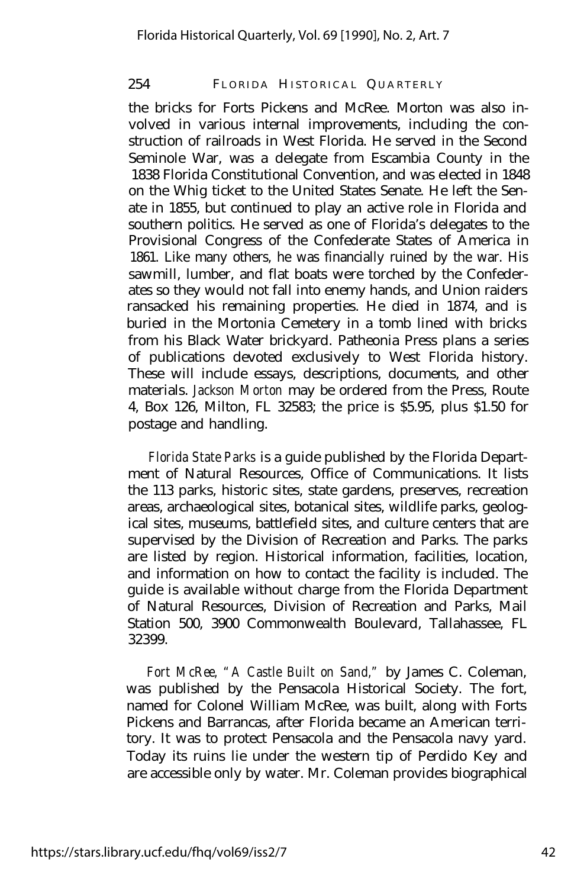the bricks for Forts Pickens and McRee. Morton was also involved in various internal improvements, including the construction of railroads in West Florida. He served in the Second Seminole War, was a delegate from Escambia County in the 1838 Florida Constitutional Convention, and was elected in 1848 on the Whig ticket to the United States Senate. He left the Senate in 1855, but continued to play an active role in Florida and southern politics. He served as one of Florida's delegates to the Provisional Congress of the Confederate States of America in 1861. Like many others, he was financially ruined by the war. His sawmill, lumber, and flat boats were torched by the Confederates so they would not fall into enemy hands, and Union raiders ransacked his remaining properties. He died in 1874, and is buried in the Mortonia Cemetery in a tomb lined with bricks from his Black Water brickyard. Patheonia Press plans a series of publications devoted exclusively to West Florida history. These will include essays, descriptions, documents, and other materials. *Jackson Morton* may be ordered from the Press, Route 4, Box 126, Milton, FL 32583; the price is $5.95, plus $1.50 for postage and handling.

*Florida State Parks* is a guide published by the Florida Department of Natural Resources, Office of Communications. It lists the 113 parks, historic sites, state gardens, preserves, recreation areas, archaeological sites, botanical sites, wildlife parks, geological sites, museums, battlefield sites, and culture centers that are supervised by the Division of Recreation and Parks. The parks are listed by region. Historical information, facilities, location, and information on how to contact the facility is included. The guide is available without charge from the Florida Department of Natural Resources, Division of Recreation and Parks, Mail Station 500, 3900 Commonwealth Boulevard, Tallahassee, FL 32399.

*Fort McRee, "A Castle Built on Sand,"* by James C. Coleman, was published by the Pensacola Historical Society. The fort, named for Colonel William McRee, was built, along with Forts Pickens and Barrancas, after Florida became an American territory. It was to protect Pensacola and the Pensacola navy yard. Today its ruins lie under the western tip of Perdido Key and are accessible only by water. Mr. Coleman provides biographical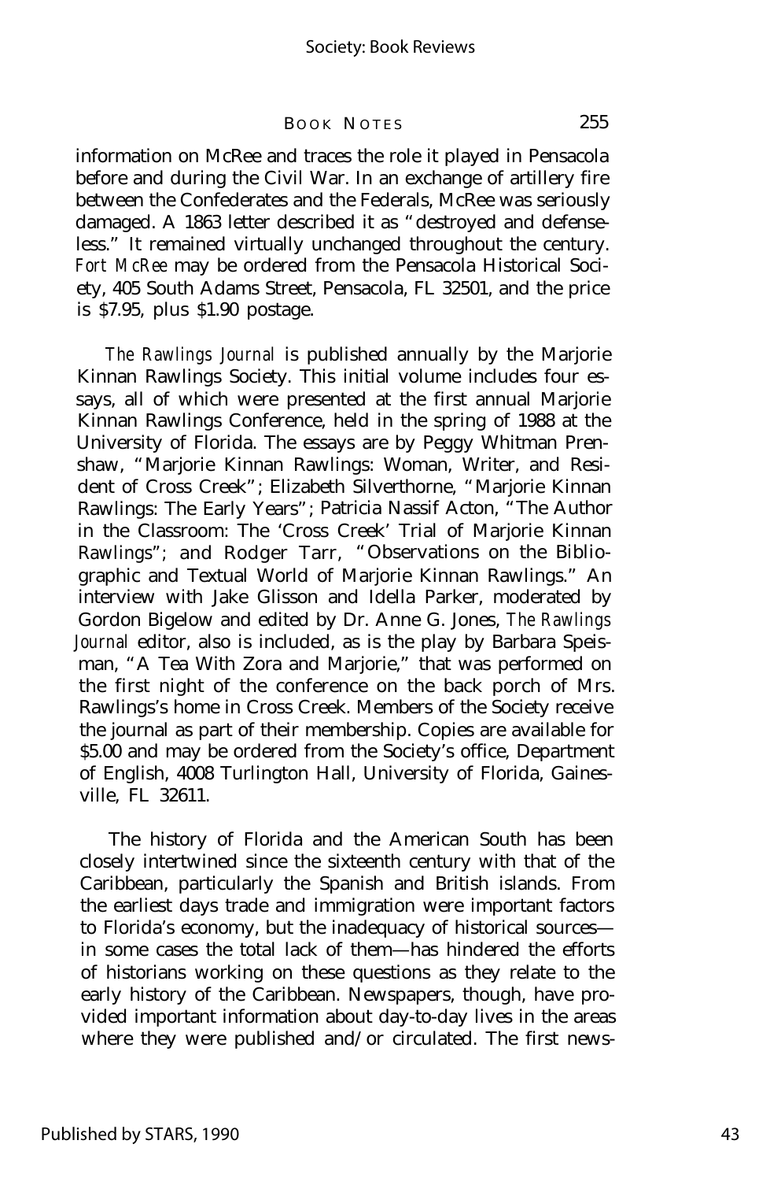information on McRee and traces the role it played in Pensacola before and during the Civil War. In an exchange of artillery fire between the Confederates and the Federals, McRee was seriously damaged. A 1863 letter described it as "destroyed and defenseless." It remained virtually unchanged throughout the century. *Fort McRee* may be ordered from the Pensacola Historical Society, 405 South Adams Street, Pensacola, FL 32501, and the price is $7.95, plus $1.90 postage.

*The Rawlings Journal* is published annually by the Marjorie Kinnan Rawlings Society. This initial volume includes four essays, all of which were presented at the first annual Marjorie Kinnan Rawlings Conference, held in the spring of 1988 at the University of Florida. The essays are by Peggy Whitman Prenshaw, "Marjorie Kinnan Rawlings: Woman, Writer, and Resident of Cross Creek"; Elizabeth Silverthorne, "Marjorie Kinnan Rawlings: The Early Years"; Patricia Nassif Acton, "The Author in the Classroom: The 'Cross Creek' Trial of Marjorie Kinnan Rawlings"; and Rodger Tarr, "Observations on the Bibliographic and Textual World of Marjorie Kinnan Rawlings." An interview with Jake Glisson and Idella Parker, moderated by Gordon Bigelow and edited by Dr. Anne G. Jones, *The Rawlings Journal* editor, also is included, as is the play by Barbara Speisman, "A Tea With Zora and Marjorie," that was performed on the first night of the conference on the back porch of Mrs. Rawlings's home in Cross Creek. Members of the Society receive the journal as part of their membership. Copies are available for $5.00 and may be ordered from the Society's office, Department of English, 4008 Turlington Hall, University of Florida, Gainesville, FL 32611.

The history of Florida and the American South has been closely intertwined since the sixteenth century with that of the Caribbean, particularly the Spanish and British islands. From the earliest days trade and immigration were important factors to Florida's economy, but the inadequacy of historical sources—in some cases the total lack of them—has hindered the efforts of historians working on these questions as they relate to the early history of the Caribbean. Newspapers, though, have provided important information about day-to-day lives in the areas where they were published and/or circulated. The first news-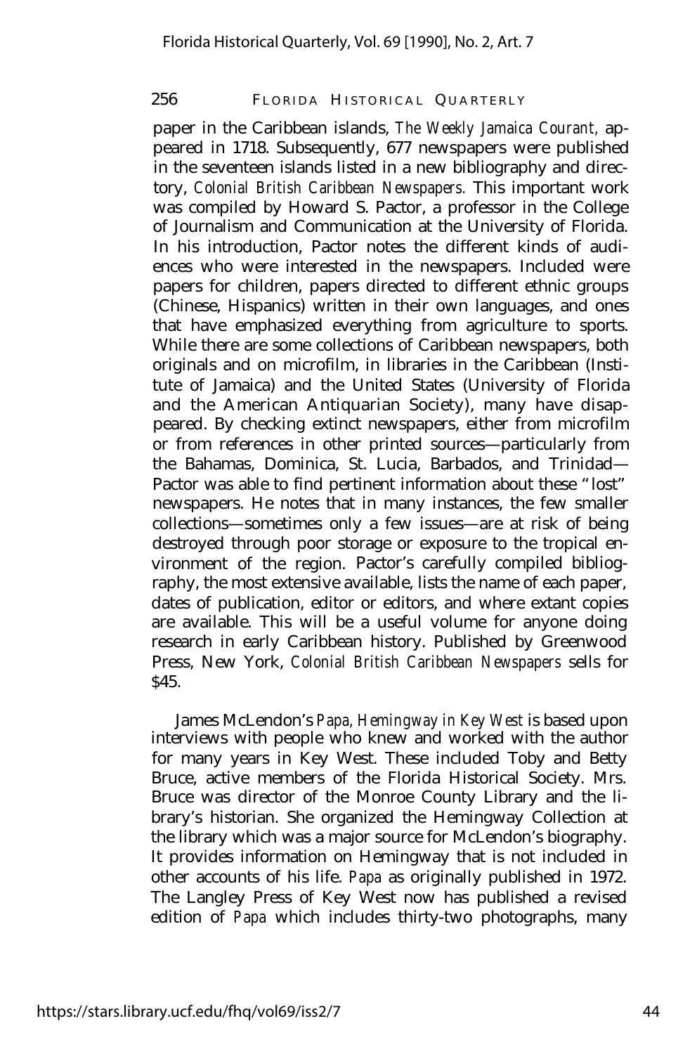paper in the Caribbean islands, *The Weekly Jamaica Courant,* appeared in 1718. Subsequently, 677 newspapers were published in the seventeen islands listed in a new bibliography and directory, *Colonial British Caribbean Newspapers.* This important work was compiled by Howard S. Pactor, a professor in the College of Journalism and Communication at the University of Florida. In his introduction, Pactor notes the different kinds of audiences who were interested in the newspapers. Included were papers for children, papers directed to different ethnic groups (Chinese, Hispanics) written in their own languages, and ones that have emphasized everything from agriculture to sports. While there are some collections of Caribbean newspapers, both originals and on microfilm, in libraries in the Caribbean (Institute of Jamaica) and the United States (University of Florida and the American Antiquarian Society), many have disappeared. By checking extinct newspapers, either from microfilm or from references in other printed sources— particularly from the Bahamas, Dominica, St. Lucia, Barbados, and Trinidad— Pactor was able to find pertinent information about these "lost" newspapers. He notes that in many instances, the few smaller collections— sometimes only a few issues— are at risk of being destroyed through poor storage or exposure to the tropical environment of the region. Pactor's carefully compiled bibliography, the most extensive available, lists the name of each paper, dates of publication, editor or editors, and where extant copies are available. This will be a useful volume for anyone doing research in early Caribbean history. Published by Greenwood Press, New York, *Colonial British Caribbean Newspapers* sells for $45.

James McLendon's *Papa, Hemingway in Key West* is based upon interviews with people who knew and worked with the author for many years in Key West. These included Toby and Betty Bruce, active members of the Florida Historical Society. Mrs. Bruce was director of the Monroe County Library and the library's historian. She organized the Hemingway Collection at the library which was a major source for McLendon's biography. It provides information on Hemingway that is not included in other accounts of his life. *Papa* as originally published in 1972. The Langley Press of Key West now has published a revised edition of *Papa* which includes thirty-two photographs, many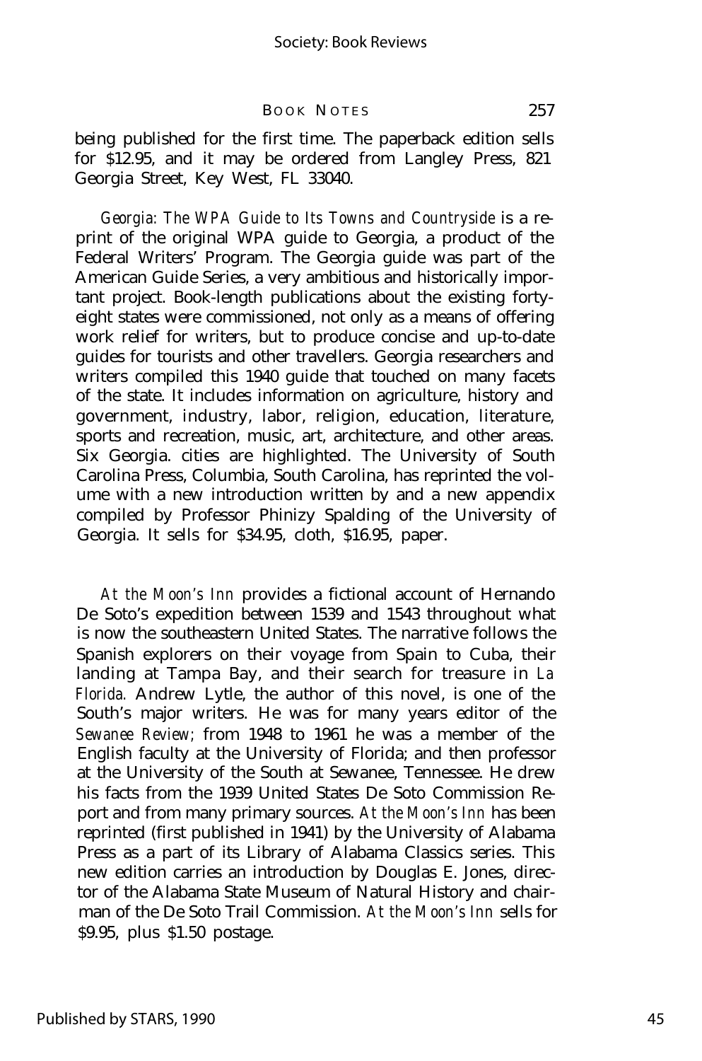being published for the first time. The paperback edition sells for $12.95, and it may be ordered from Langley Press, 821 Georgia Street, Key West, FL 33040.

*Georgia: The WPA Guide to Its Towns and Countryside* is a reprint of the original WPA guide to Georgia, a product of the Federal Writers' Program. The Georgia guide was part of the American Guide Series, a very ambitious and historically important project. Book-length publications about the existing forty-eight states were commissioned, not only as a means of offering work relief for writers, but to produce concise and up-to-date guides for tourists and other travellers. Georgia researchers and writers compiled this 1940 guide that touched on many facets of the state. It includes information on agriculture, history and government, industry, labor, religion, education, literature, sports and recreation, music, art, architecture, and other areas. Six Georgia. cities are highlighted. The University of South Carolina Press, Columbia, South Carolina, has reprinted the volume with a new introduction written by and a new appendix compiled by Professor Phinizy Spalding of the University of Georgia. It sells for $34.95, cloth, $16.95, paper.

*At the Moon's Inn* provides a fictional account of Hernando De Soto's expedition between 1539 and 1543 throughout what is now the southeastern United States. The narrative follows the Spanish explorers on their voyage from Spain to Cuba, their landing at Tampa Bay, and their search for treasure in *La Florida.* Andrew Lytle, the author of this novel, is one of the South's major writers. He was for many years editor of the *Sewanee Review;* from 1948 to 1961 he was a member of the English faculty at the University of Florida; and then professor at the University of the South at Sewanee, Tennessee. He drew his facts from the 1939 United States De Soto Commission Report and from many primary sources. *At the Moon's Inn* has been reprinted (first published in 1941) by the University of Alabama Press as a part of its Library of Alabama Classics series. This new edition carries an introduction by Douglas E. Jones, director of the Alabama State Museum of Natural History and chairman of the De Soto Trail Commission. *At the Moon's Inn* sells for $9.95, plus $1.50 postage.